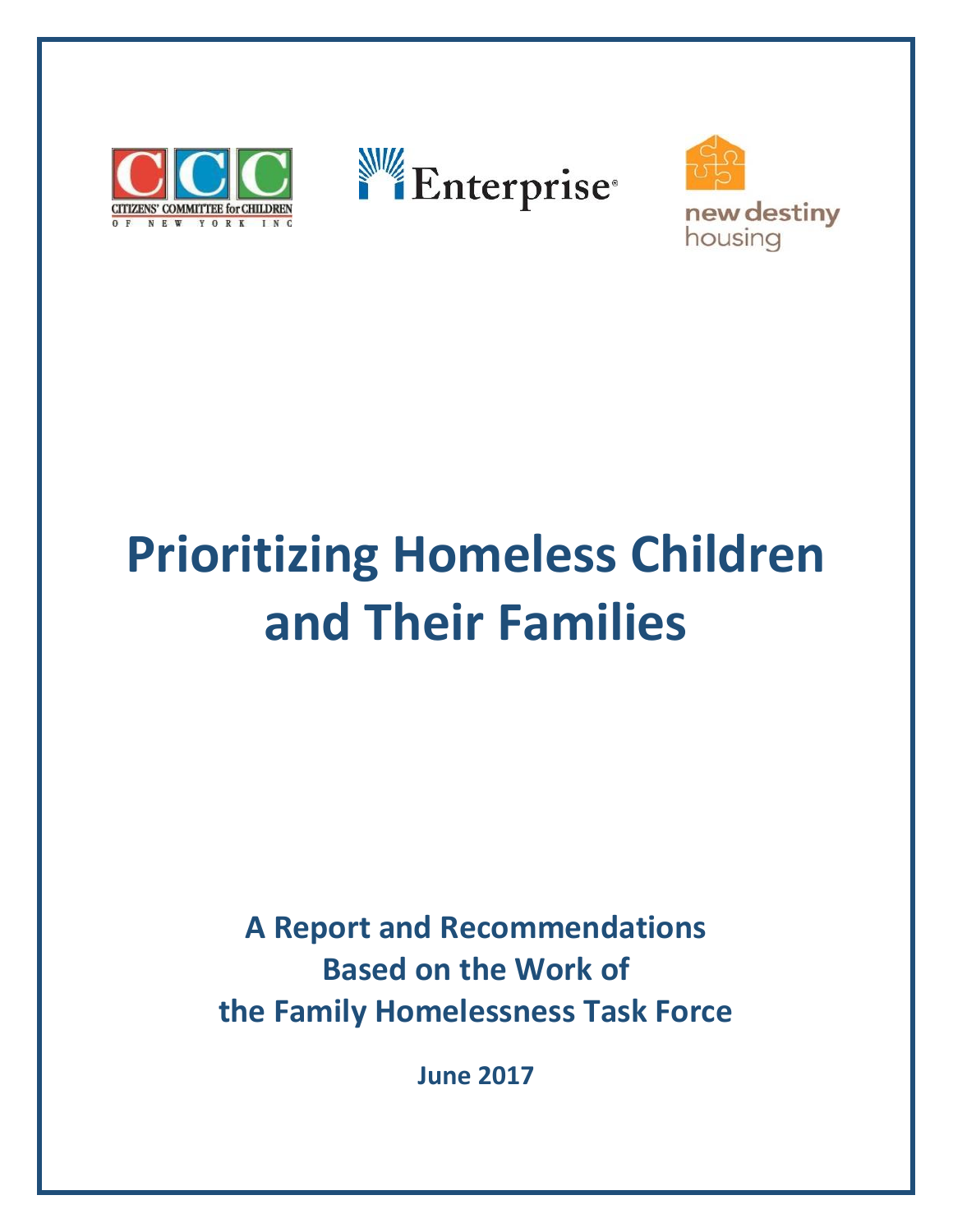CITIZENS' COMMITTEE for CHILDREN OF NEW YORK INC

Enterprise

new destiny housing

# Prioritizing Homeless Children and Their Families

**A Report and Recommendations Based on the Work of the Family Homelessness Task Force**

**June 2017**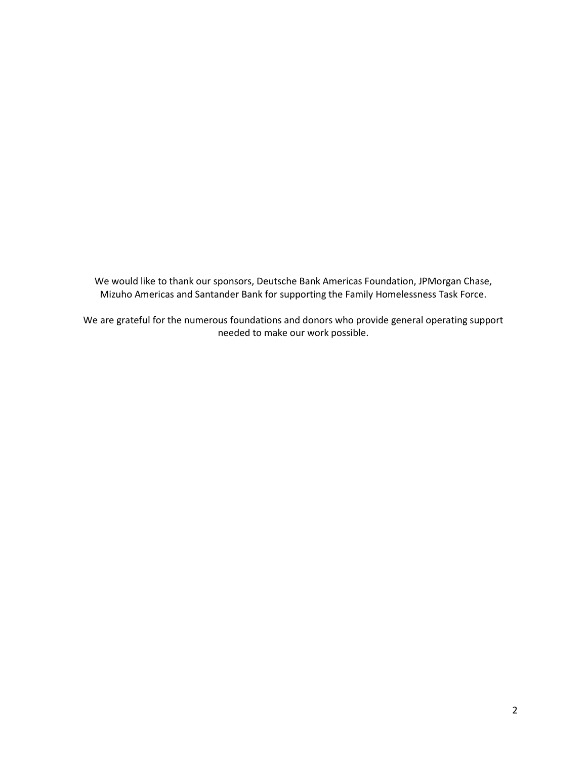We would like to thank our sponsors, Deutsche Bank Americas Foundation, JPMorgan Chase, Mizuho Americas and Santander Bank for supporting the Family Homelessness Task Force.

We are grateful for the numerous foundations and donors who provide general operating support needed to make our work possible.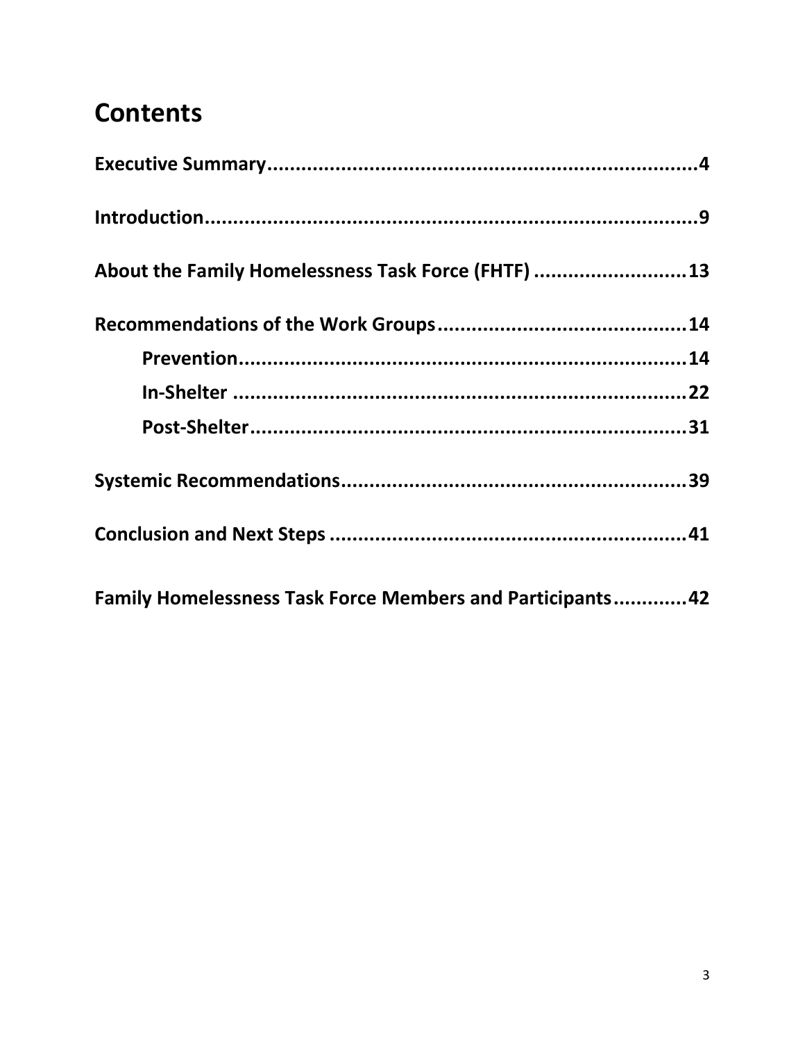# Contents

**Executive Summary....................................................................4**

**Introduction.................................................................................9**

**About the Family Homelessness Task Force (FHTF) ..........................13**

**Recommendations of the Work Groups............................................14**

- **Prevention..............................................................................14**
- **In-Shelter ..............................................................................22**
- **Post-Shelter............................................................................31**

**Systemic Recommendations............................................................39**

**Conclusion and Next Steps .............................................................41**

**Family Homelessness Task Force Members and Participants............42**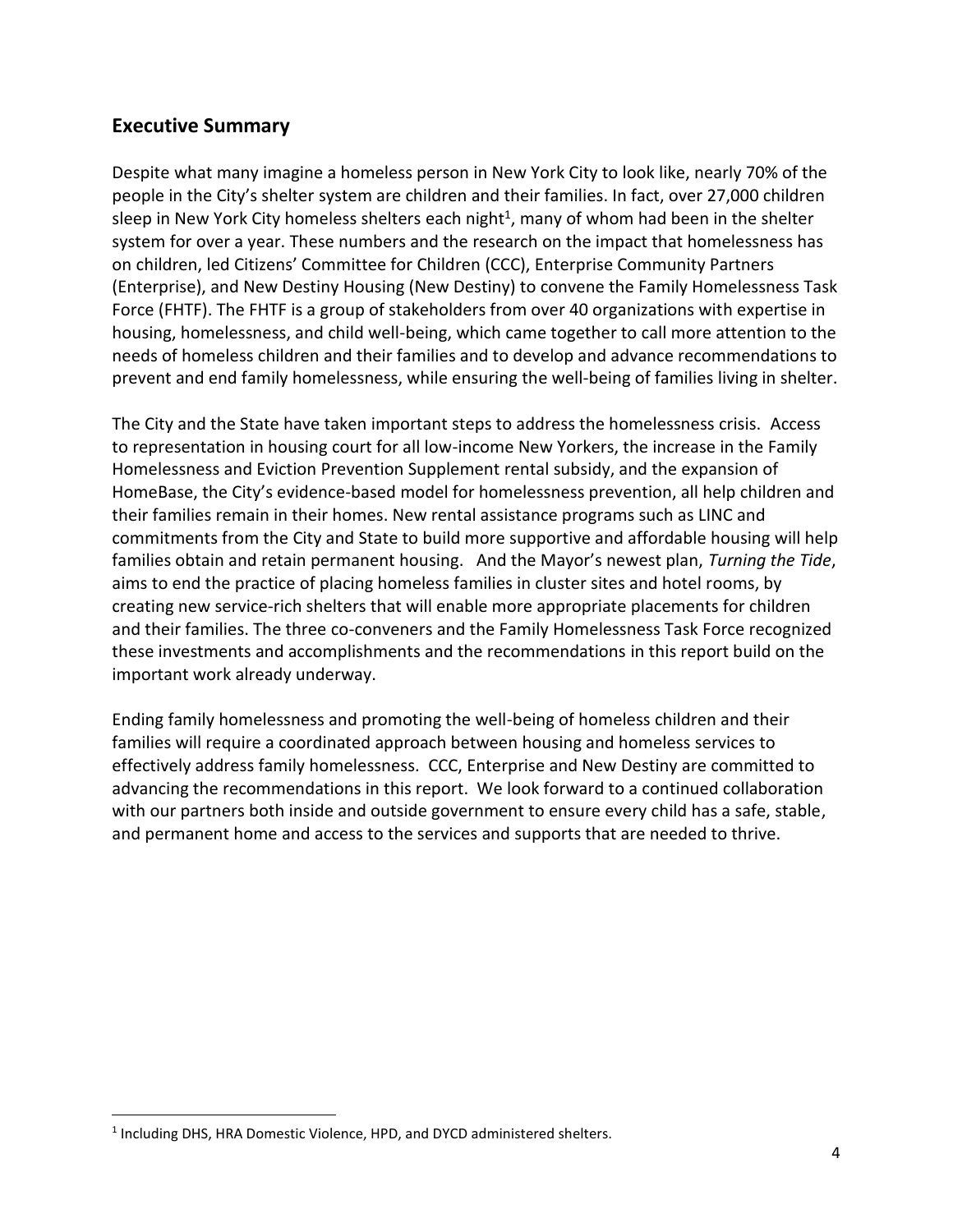## Executive Summary

Despite what many imagine a homeless person in New York City to look like, nearly 70% of the people in the City's shelter system are children and their families. In fact, over 27,000 children sleep in New York City homeless shelters each night[1], many of whom had been in the shelter system for over a year. These numbers and the research on the impact that homelessness has on children, led Citizens' Committee for Children (CCC), Enterprise Community Partners (Enterprise), and New Destiny Housing (New Destiny) to convene the Family Homelessness Task Force (FHTF). The FHTF is a group of stakeholders from over 40 organizations with expertise in housing, homelessness, and child well-being, which came together to call more attention to the needs of homeless children and their families and to develop and advance recommendations to prevent and end family homelessness, while ensuring the well-being of families living in shelter.

The City and the State have taken important steps to address the homelessness crisis. Access to representation in housing court for all low-income New Yorkers, the increase in the Family Homelessness and Eviction Prevention Supplement rental subsidy, and the expansion of HomeBase, the City's evidence-based model for homelessness prevention, all help children and their families remain in their homes. New rental assistance programs such as LINC and commitments from the City and State to build more supportive and affordable housing will help families obtain and retain permanent housing. And the Mayor's newest plan, *Turning the Tide*, aims to end the practice of placing homeless families in cluster sites and hotel rooms, by creating new service-rich shelters that will enable more appropriate placements for children and their families. The three co-conveners and the Family Homelessness Task Force recognized these investments and accomplishments and the recommendations in this report build on the important work already underway.

Ending family homelessness and promoting the well-being of homeless children and their families will require a coordinated approach between housing and homeless services to effectively address family homelessness. CCC, Enterprise and New Destiny are committed to advancing the recommendations in this report. We look forward to a continued collaboration with our partners both inside and outside government to ensure every child has a safe, stable, and permanent home and access to the services and supports that are needed to thrive.

---

[1] Including DHS, HRA Domestic Violence, HPD, and DYCD administered shelters.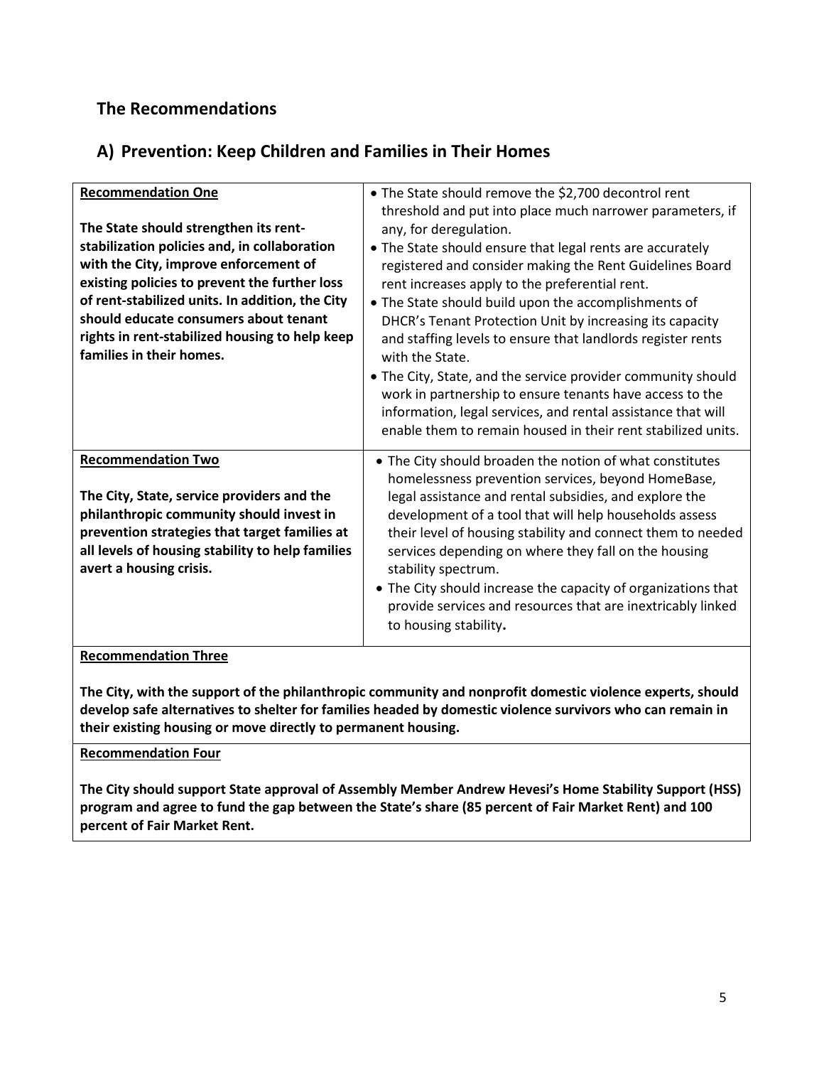## The Recommendations

## A) Prevention: Keep Children and Families in Their Homes

| **Recommendation One**<br><br>**The State should strengthen its rent-stabilization policies and, in collaboration with the City, improve enforcement of existing policies to prevent the further loss of rent-stabilized units. In addition, the City should educate consumers about tenant rights in rent-stabilized housing to help keep families in their homes.** | • The State should remove the $2,700 decontrol rent threshold and put into place much narrower parameters, if any, for deregulation.<br>• The State should ensure that legal rents are accurately registered and consider making the Rent Guidelines Board rent increases apply to the preferential rent.<br>• The State should build upon the accomplishments of DHCR's Tenant Protection Unit by increasing its capacity and staffing levels to ensure that landlords register rents with the State.<br>• The City, State, and the service provider community should work in partnership to ensure tenants have access to the information, legal services, and rental assistance that will enable them to remain housed in their rent stabilized units. |
|---|---|
| **Recommendation Two**<br><br>**The City, State, service providers and the philanthropic community should invest in prevention strategies that target families at all levels of housing stability to help families avert a housing crisis.** | • The City should broaden the notion of what constitutes homelessness prevention services, beyond HomeBase, legal assistance and rental subsidies, and explore the development of a tool that will help households assess their level of housing stability and connect them to needed services depending on where they fall on the housing stability spectrum.<br>• The City should increase the capacity of organizations that provide services and resources that are inextricably linked to housing stability. |
| **Recommendation Three**<br><br>**The City, with the support of the philanthropic community and nonprofit domestic violence experts, should develop safe alternatives to shelter for families headed by domestic violence survivors who can remain in their existing housing or move directly to permanent housing.** | |
| **Recommendation Four**<br><br>**The City should support State approval of Assembly Member Andrew Hevesi's Home Stability Support (HSS) program and agree to fund the gap between the State's share (85 percent of Fair Market Rent) and 100 percent of Fair Market Rent.** | |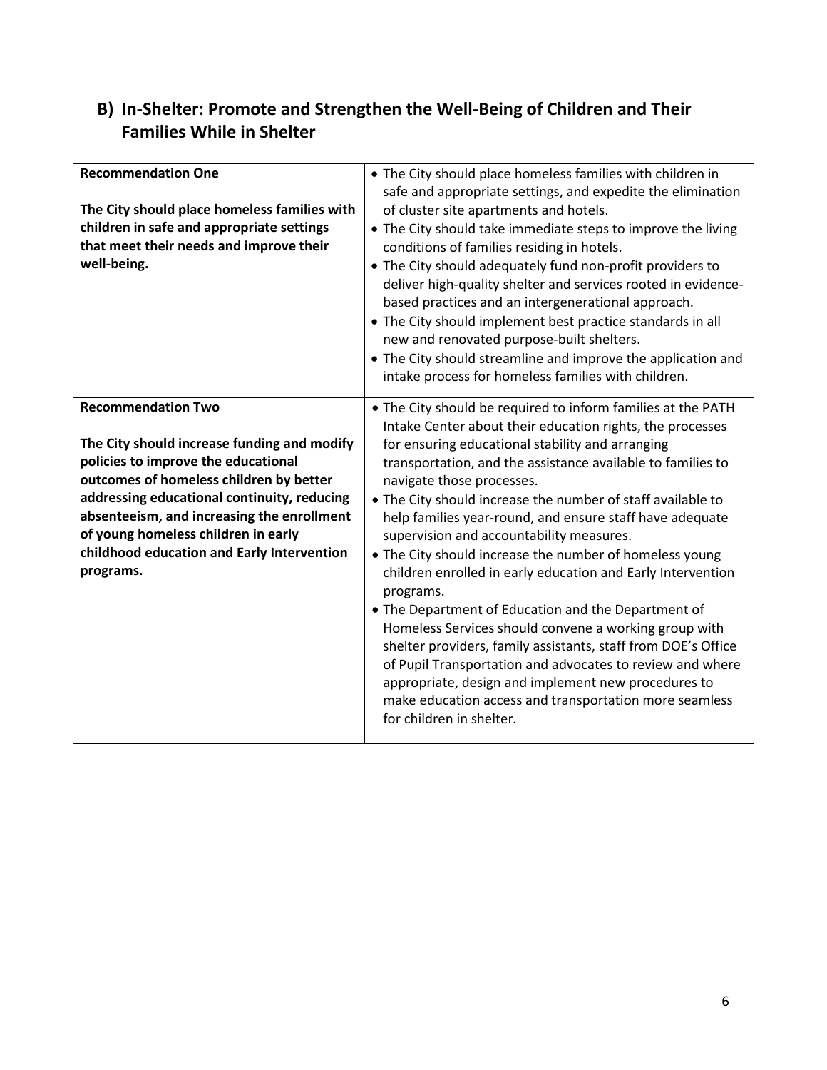## B) In-Shelter: Promote and Strengthen the Well-Being of Children and Their Families While in Shelter

| Recommendation | Details |
|---|---|
| <u>**Recommendation One**</u><br><br>**The City should place homeless families with children in safe and appropriate settings that meet their needs and improve their well-being.** | • The City should place homeless families with children in safe and appropriate settings, and expedite the elimination of cluster site apartments and hotels.<br>• The City should take immediate steps to improve the living conditions of families residing in hotels.<br>• The City should adequately fund non-profit providers to deliver high-quality shelter and services rooted in evidence-based practices and an intergenerational approach.<br>• The City should implement best practice standards in all new and renovated purpose-built shelters.<br>• The City should streamline and improve the application and intake process for homeless families with children. |
| <u>**Recommendation Two**</u><br><br>**The City should increase funding and modify policies to improve the educational outcomes of homeless children by better addressing educational continuity, reducing absenteeism, and increasing the enrollment of young homeless children in early childhood education and Early Intervention programs.** | • The City should be required to inform families at the PATH Intake Center about their education rights, the processes for ensuring educational stability and arranging transportation, and the assistance available to families to navigate those processes.<br>• The City should increase the number of staff available to help families year-round, and ensure staff have adequate supervision and accountability measures.<br>• The City should increase the number of homeless young children enrolled in early education and Early Intervention programs.<br>• The Department of Education and the Department of Homeless Services should convene a working group with shelter providers, family assistants, staff from DOE's Office of Pupil Transportation and advocates to review and where appropriate, design and implement new procedures to make education access and transportation more seamless for children in shelter. |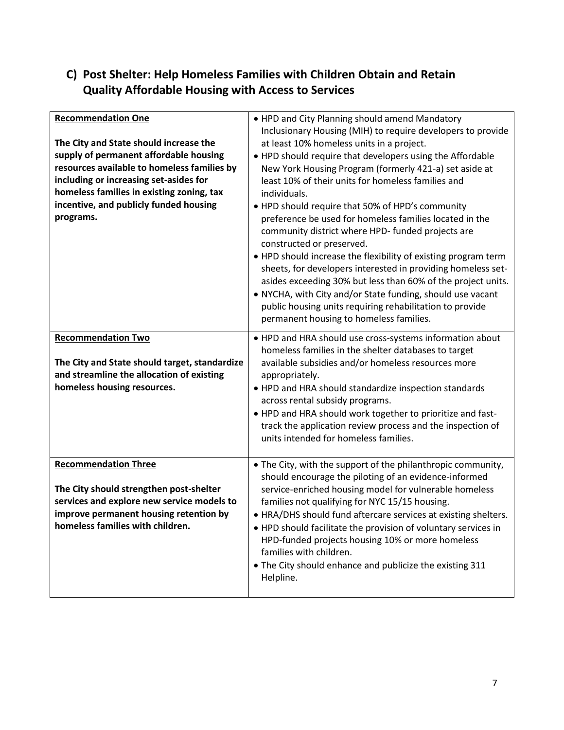## C) Post Shelter: Help Homeless Families with Children Obtain and Retain Quality Affordable Housing with Access to Services

| | |
|---|---|
| **Recommendation One**<br><br>**The City and State should increase the supply of permanent affordable housing resources available to homeless families by including or increasing set-asides for homeless families in existing zoning, tax incentive, and publicly funded housing programs.** | • HPD and City Planning should amend Mandatory Inclusionary Housing (MIH) to require developers to provide at least 10% homeless units in a project.<br>• HPD should require that developers using the Affordable New York Housing Program (formerly 421-a) set aside at least 10% of their units for homeless families and individuals.<br>• HPD should require that 50% of HPD's community preference be used for homeless families located in the community district where HPD- funded projects are constructed or preserved.<br>• HPD should increase the flexibility of existing program term sheets, for developers interested in providing homeless set-asides exceeding 30% but less than 60% of the project units.<br>• NYCHA, with City and/or State funding, should use vacant public housing units requiring rehabilitation to provide permanent housing to homeless families. |
| **Recommendation Two**<br><br>**The City and State should target, standardize and streamline the allocation of existing homeless housing resources.** | • HPD and HRA should use cross-systems information about homeless families in the shelter databases to target available subsidies and/or homeless resources more appropriately.<br>• HPD and HRA should standardize inspection standards across rental subsidy programs.<br>• HPD and HRA should work together to prioritize and fast-track the application review process and the inspection of units intended for homeless families. |
| **Recommendation Three**<br><br>**The City should strengthen post-shelter services and explore new service models to improve permanent housing retention by homeless families with children.** | • The City, with the support of the philanthropic community, should encourage the piloting of an evidence-informed service-enriched housing model for vulnerable homeless families not qualifying for NYC 15/15 housing.<br>• HRA/DHS should fund aftercare services at existing shelters.<br>• HPD should facilitate the provision of voluntary services in HPD-funded projects housing 10% or more homeless families with children.<br>• The City should enhance and publicize the existing 311 Helpline. |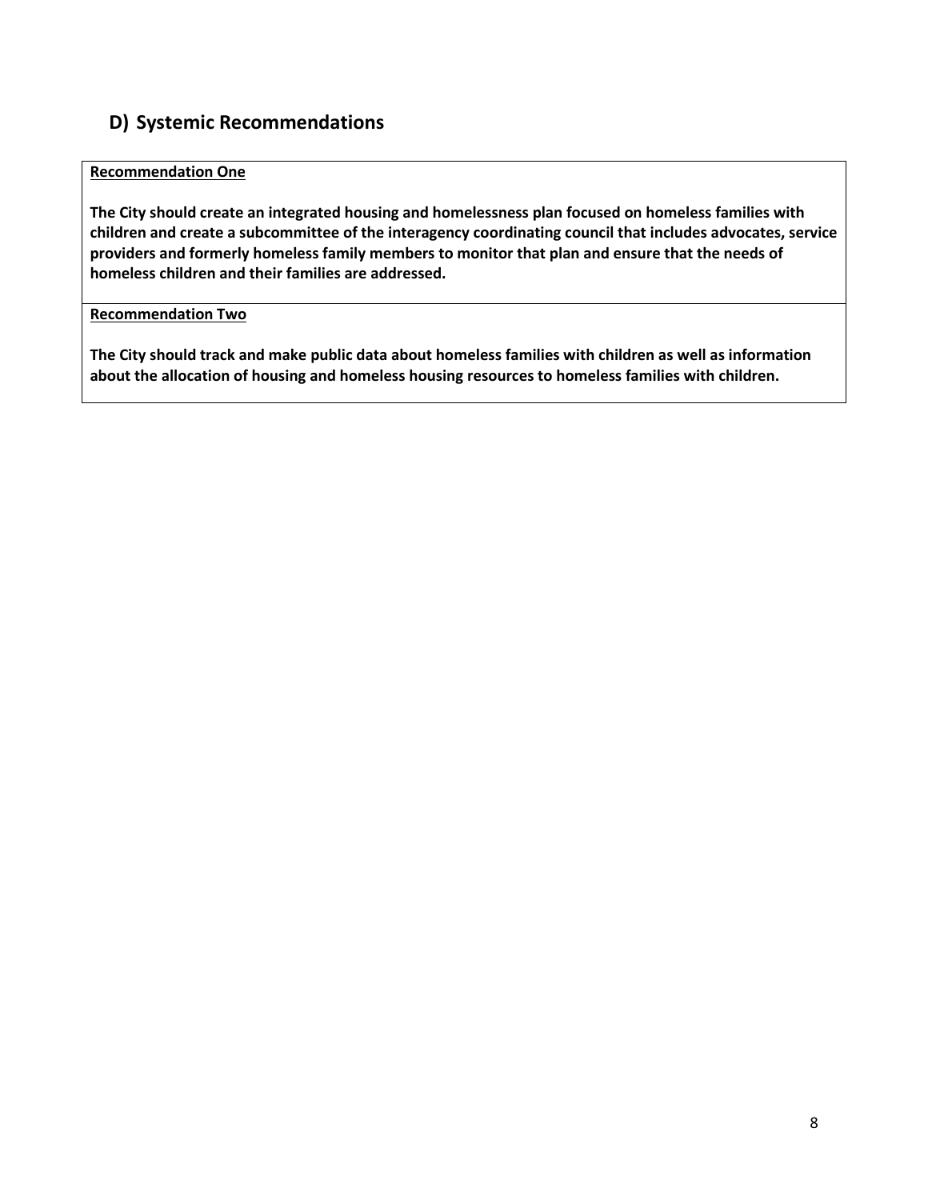## D) Systemic Recommendations

**Recommendation One**

**The City should create an integrated housing and homelessness plan focused on homeless families with children and create a subcommittee of the interagency coordinating council that includes advocates, service providers and formerly homeless family members to monitor that plan and ensure that the needs of homeless children and their families are addressed.**

**Recommendation Two**

**The City should track and make public data about homeless families with children as well as information about the allocation of housing and homeless housing resources to homeless families with children.**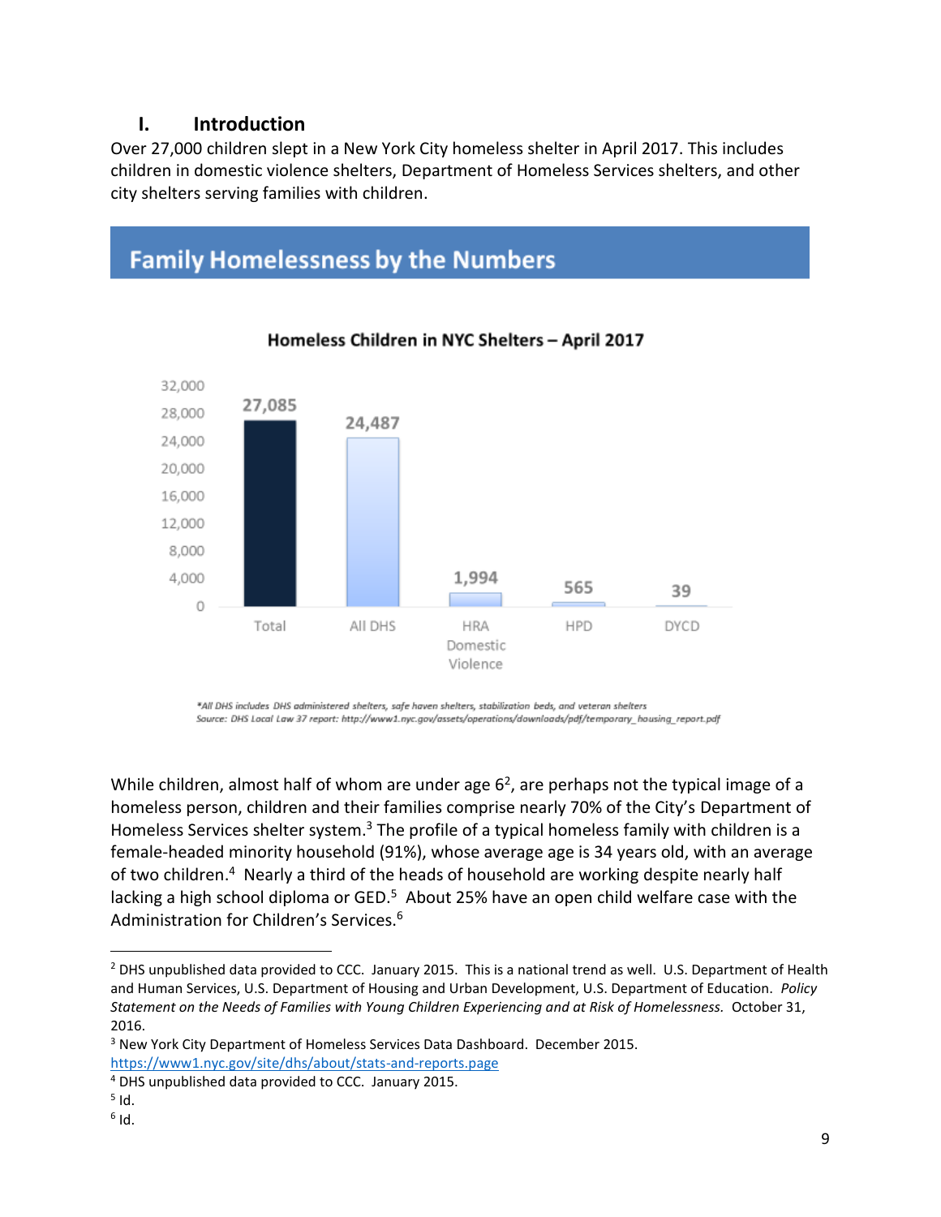## I. Introduction

Over 27,000 children slept in a New York City homeless shelter in April 2017. This includes children in domestic violence shelters, Department of Homeless Services shelters, and other city shelters serving families with children.

## Family Homelessness by the Numbers

**Homeless Children in NYC Shelters – April 2017**

| Category | Number of Children |
|---|---|
| Total | 27,085 |
| All DHS | 24,487 |
| HRA Domestic Violence | 1,994 |
| HPD | 565 |
| DYCD | 39 |

*All DHS includes DHS administered shelters, safe haven shelters, stabilization beds, and veteran shelters
Source: DHS Local Law 37 report: http://www1.nyc.gov/assets/operations/downloads/pdf/temporary_housing_report.pdf

While children, almost half of whom are under age 6[2], are perhaps not the typical image of a homeless person, children and their families comprise nearly 70% of the City's Department of Homeless Services shelter system.[3] The profile of a typical homeless family with children is a female-headed minority household (91%), whose average age is 34 years old, with an average of two children.[4] Nearly a third of the heads of household are working despite nearly half lacking a high school diploma or GED.[5] About 25% have an open child welfare case with the Administration for Children's Services.[6]

---

[2] DHS unpublished data provided to CCC. January 2015. This is a national trend as well. U.S. Department of Health and Human Services, U.S. Department of Housing and Urban Development, U.S. Department of Education. *Policy Statement on the Needs of Families with Young Children Experiencing and at Risk of Homelessness.* October 31, 2016.

[3] New York City Department of Homeless Services Data Dashboard. December 2015. https://www1.nyc.gov/site/dhs/about/stats-and-reports.page

[4] DHS unpublished data provided to CCC. January 2015.

[5] Id.

[6] Id.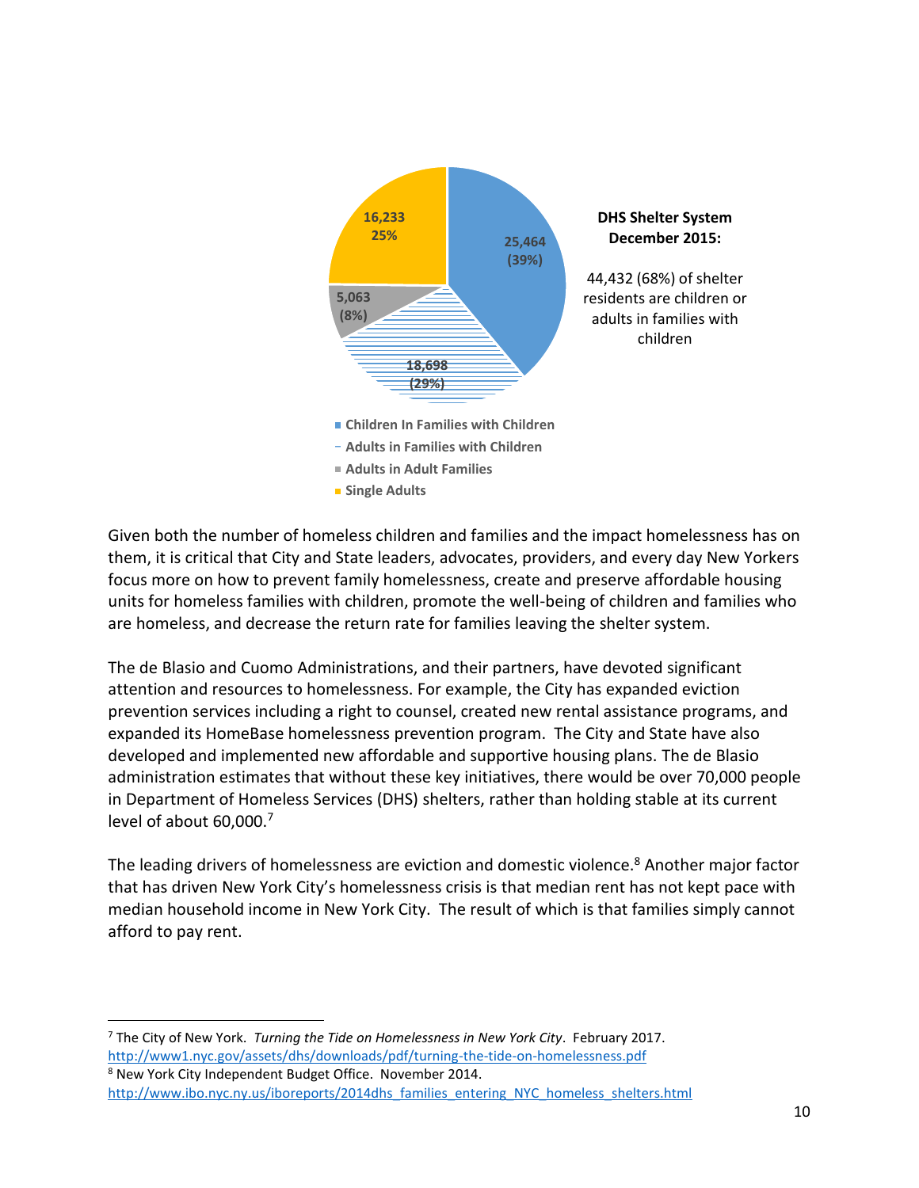**DHS Shelter System December 2015:**

44,432 (68%) of shelter residents are children or adults in families with children

| Category | Number | Percent |
|---|---|---|
| Children In Families with Children | 25,464 | (39%) |
| Adults in Families with Children | 18,698 | (29%) |
| Adults in Adult Families | 5,063 | (8%) |
| Single Adults | 16,233 | 25% |

Given both the number of homeless children and families and the impact homelessness has on them, it is critical that City and State leaders, advocates, providers, and every day New Yorkers focus more on how to prevent family homelessness, create and preserve affordable housing units for homeless families with children, promote the well-being of children and families who are homeless, and decrease the return rate for families leaving the shelter system.

The de Blasio and Cuomo Administrations, and their partners, have devoted significant attention and resources to homelessness. For example, the City has expanded eviction prevention services including a right to counsel, created new rental assistance programs, and expanded its HomeBase homelessness prevention program. The City and State have also developed and implemented new affordable and supportive housing plans. The de Blasio administration estimates that without these key initiatives, there would be over 70,000 people in Department of Homeless Services (DHS) shelters, rather than holding stable at its current level of about 60,000.[7]

The leading drivers of homelessness are eviction and domestic violence.[8] Another major factor that has driven New York City's homelessness crisis is that median rent has not kept pace with median household income in New York City. The result of which is that families simply cannot afford to pay rent.

---

[7] The City of New York. *Turning the Tide on Homelessness in New York City*. February 2017. http://www1.nyc.gov/assets/dhs/downloads/pdf/turning-the-tide-on-homelessness.pdf

[8] New York City Independent Budget Office. November 2014. http://www.ibo.nyc.ny.us/iboreports/2014dhs_families_entering_NYC_homeless_shelters.html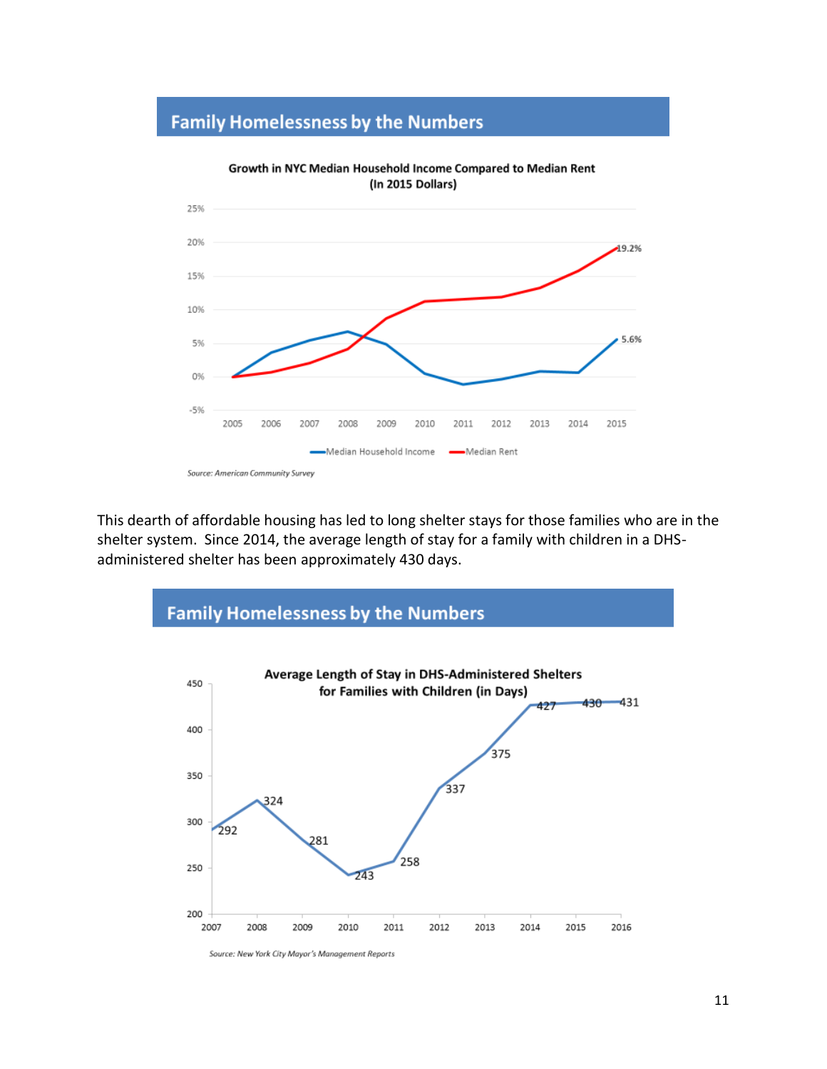## Family Homelessness by the Numbers

**Growth in NYC Median Household Income Compared to Median Rent (In 2015 Dollars)**

*Source: American Community Survey*

This dearth of affordable housing has led to long shelter stays for those families who are in the shelter system. Since 2014, the average length of stay for a family with children in a DHS-administered shelter has been approximately 430 days.

## Family Homelessness by the Numbers

**Average Length of Stay in DHS-Administered Shelters for Families with Children (in Days)**

*Source: New York City Mayor's Management Reports*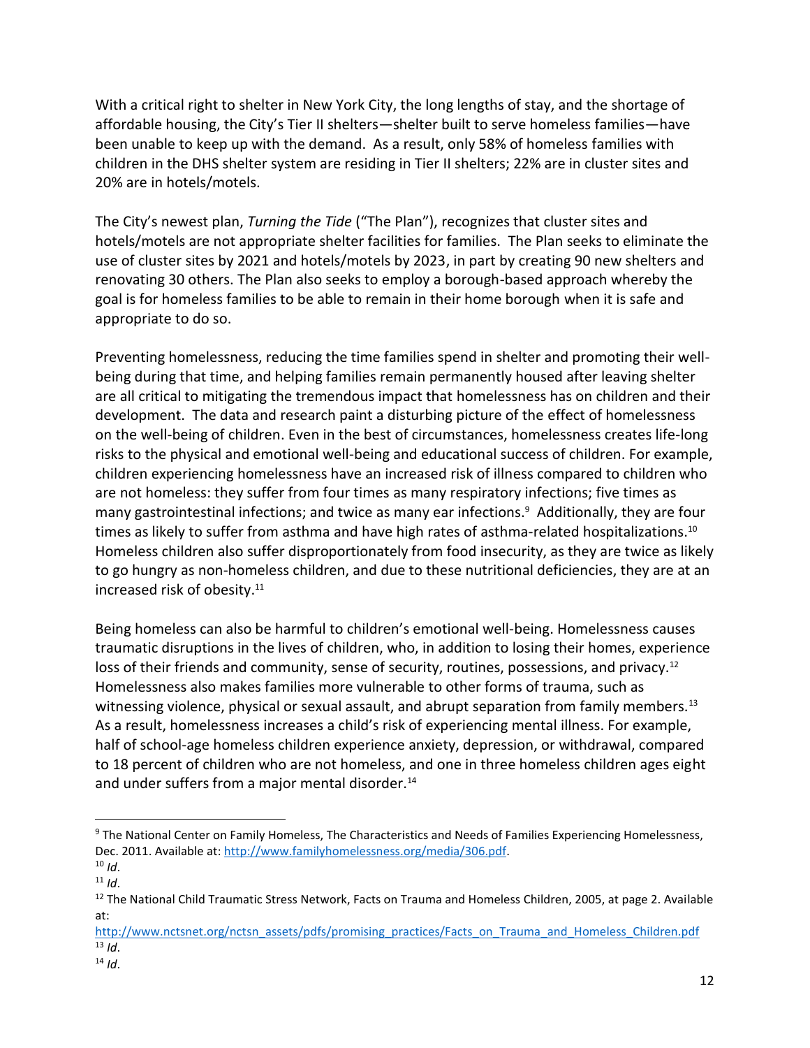With a critical right to shelter in New York City, the long lengths of stay, and the shortage of affordable housing, the City's Tier II shelters—shelter built to serve homeless families—have been unable to keep up with the demand. As a result, only 58% of homeless families with children in the DHS shelter system are residing in Tier II shelters; 22% are in cluster sites and 20% are in hotels/motels.

The City's newest plan, *Turning the Tide* ("The Plan"), recognizes that cluster sites and hotels/motels are not appropriate shelter facilities for families. The Plan seeks to eliminate the use of cluster sites by 2021 and hotels/motels by 2023, in part by creating 90 new shelters and renovating 30 others. The Plan also seeks to employ a borough-based approach whereby the goal is for homeless families to be able to remain in their home borough when it is safe and appropriate to do so.

Preventing homelessness, reducing the time families spend in shelter and promoting their well-being during that time, and helping families remain permanently housed after leaving shelter are all critical to mitigating the tremendous impact that homelessness has on children and their development. The data and research paint a disturbing picture of the effect of homelessness on the well-being of children. Even in the best of circumstances, homelessness creates life-long risks to the physical and emotional well-being and educational success of children. For example, children experiencing homelessness have an increased risk of illness compared to children who are not homeless: they suffer from four times as many respiratory infections; five times as many gastrointestinal infections; and twice as many ear infections.[9] Additionally, they are four times as likely to suffer from asthma and have high rates of asthma-related hospitalizations.[10] Homeless children also suffer disproportionately from food insecurity, as they are twice as likely to go hungry as non-homeless children, and due to these nutritional deficiencies, they are at an increased risk of obesity.[11]

Being homeless can also be harmful to children's emotional well-being. Homelessness causes traumatic disruptions in the lives of children, who, in addition to losing their homes, experience loss of their friends and community, sense of security, routines, possessions, and privacy.[12] Homelessness also makes families more vulnerable to other forms of trauma, such as witnessing violence, physical or sexual assault, and abrupt separation from family members.[13] As a result, homelessness increases a child's risk of experiencing mental illness. For example, half of school-age homeless children experience anxiety, depression, or withdrawal, compared to 18 percent of children who are not homeless, and one in three homeless children ages eight and under suffers from a major mental disorder.[14]

---

[9] The National Center on Family Homeless, The Characteristics and Needs of Families Experiencing Homelessness, Dec. 2011. Available at: http://www.familyhomelessness.org/media/306.pdf.

[10] *Id*.

[11] *Id*.

[12] The National Child Traumatic Stress Network, Facts on Trauma and Homeless Children, 2005, at page 2. Available at: http://www.nctsnet.org/nctsn_assets/pdfs/promising_practices/Facts_on_Trauma_and_Homeless_Children.pdf

[13] *Id*.

[14] *Id*.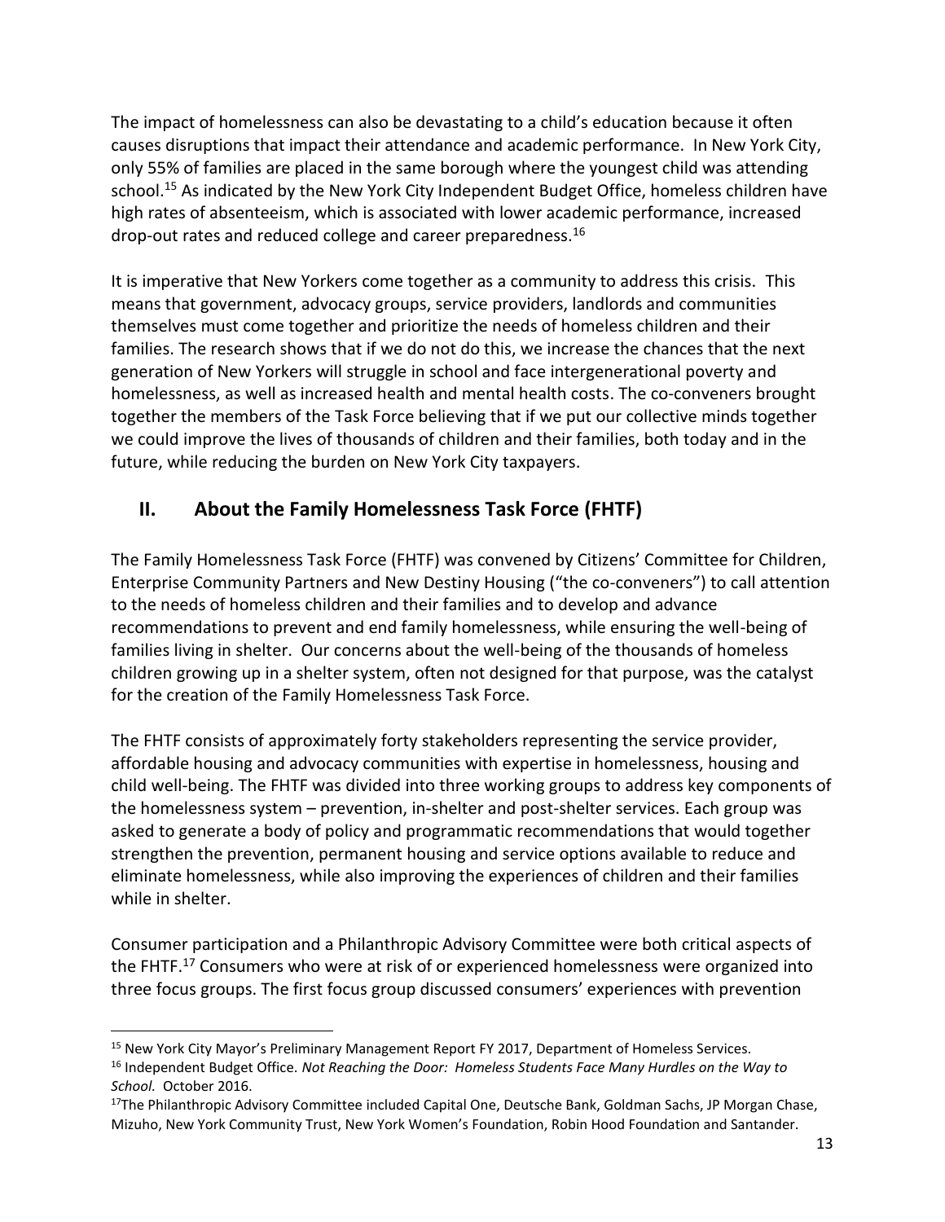The impact of homelessness can also be devastating to a child's education because it often causes disruptions that impact their attendance and academic performance. In New York City, only 55% of families are placed in the same borough where the youngest child was attending school.[15] As indicated by the New York City Independent Budget Office, homeless children have high rates of absenteeism, which is associated with lower academic performance, increased drop-out rates and reduced college and career preparedness.[16]

It is imperative that New Yorkers come together as a community to address this crisis. This means that government, advocacy groups, service providers, landlords and communities themselves must come together and prioritize the needs of homeless children and their families. The research shows that if we do not do this, we increase the chances that the next generation of New Yorkers will struggle in school and face intergenerational poverty and homelessness, as well as increased health and mental health costs. The co-conveners brought together the members of the Task Force believing that if we put our collective minds together we could improve the lives of thousands of children and their families, both today and in the future, while reducing the burden on New York City taxpayers.

## II. About the Family Homelessness Task Force (FHTF)

The Family Homelessness Task Force (FHTF) was convened by Citizens' Committee for Children, Enterprise Community Partners and New Destiny Housing ("the co-conveners") to call attention to the needs of homeless children and their families and to develop and advance recommendations to prevent and end family homelessness, while ensuring the well-being of families living in shelter. Our concerns about the well-being of the thousands of homeless children growing up in a shelter system, often not designed for that purpose, was the catalyst for the creation of the Family Homelessness Task Force.

The FHTF consists of approximately forty stakeholders representing the service provider, affordable housing and advocacy communities with expertise in homelessness, housing and child well-being. The FHTF was divided into three working groups to address key components of the homelessness system – prevention, in-shelter and post-shelter services. Each group was asked to generate a body of policy and programmatic recommendations that would together strengthen the prevention, permanent housing and service options available to reduce and eliminate homelessness, while also improving the experiences of children and their families while in shelter.

Consumer participation and a Philanthropic Advisory Committee were both critical aspects of the FHTF.[17] Consumers who were at risk of or experienced homelessness were organized into three focus groups. The first focus group discussed consumers' experiences with prevention

---

[15] New York City Mayor's Preliminary Management Report FY 2017, Department of Homeless Services.

[16] Independent Budget Office. *Not Reaching the Door: Homeless Students Face Many Hurdles on the Way to School.* October 2016.

[17] The Philanthropic Advisory Committee included Capital One, Deutsche Bank, Goldman Sachs, JP Morgan Chase, Mizuho, New York Community Trust, New York Women's Foundation, Robin Hood Foundation and Santander.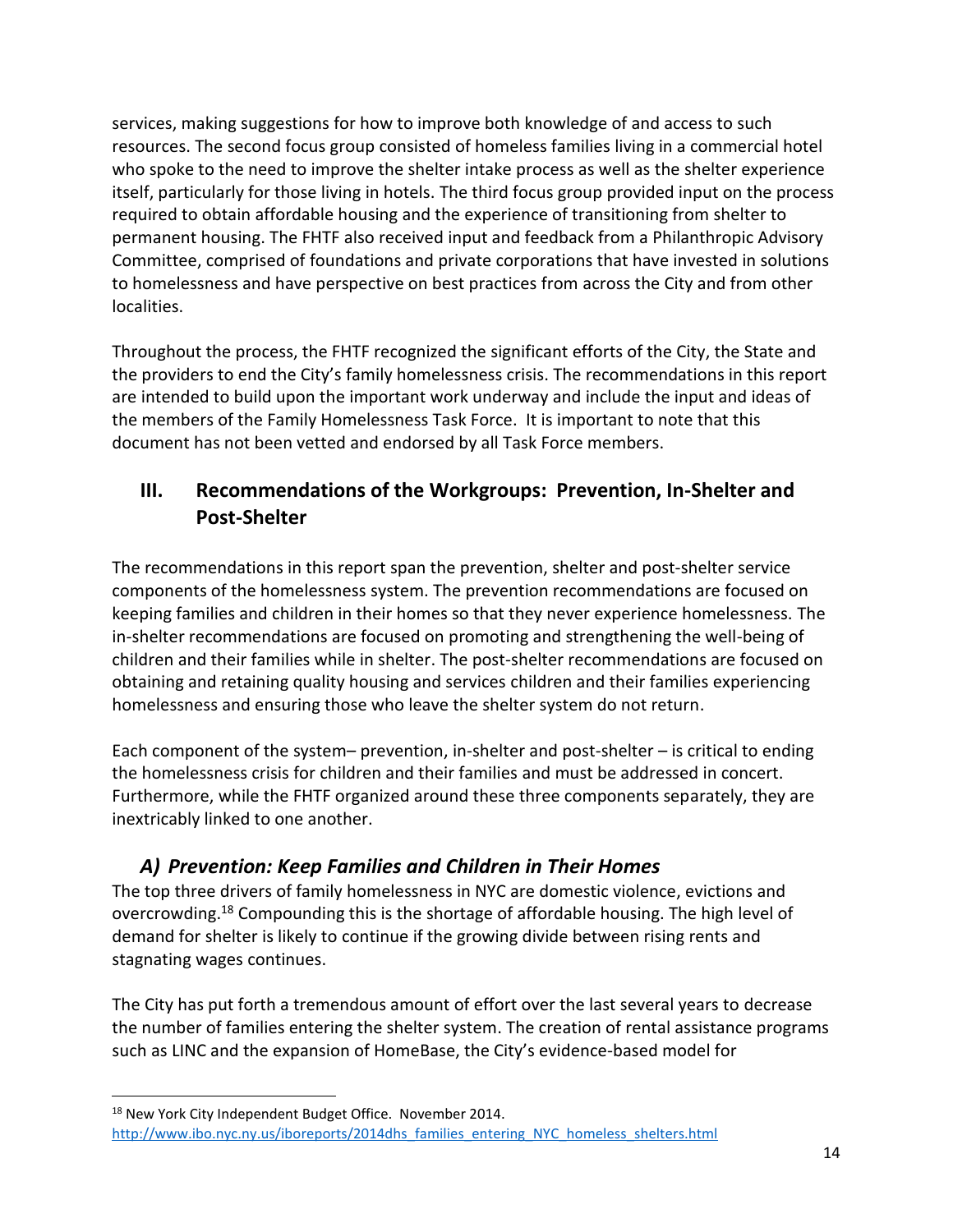services, making suggestions for how to improve both knowledge of and access to such resources. The second focus group consisted of homeless families living in a commercial hotel who spoke to the need to improve the shelter intake process as well as the shelter experience itself, particularly for those living in hotels. The third focus group provided input on the process required to obtain affordable housing and the experience of transitioning from shelter to permanent housing. The FHTF also received input and feedback from a Philanthropic Advisory Committee, comprised of foundations and private corporations that have invested in solutions to homelessness and have perspective on best practices from across the City and from other localities.

Throughout the process, the FHTF recognized the significant efforts of the City, the State and the providers to end the City's family homelessness crisis. The recommendations in this report are intended to build upon the important work underway and include the input and ideas of the members of the Family Homelessness Task Force. It is important to note that this document has not been vetted and endorsed by all Task Force members.

## III. Recommendations of the Workgroups: Prevention, In-Shelter and Post-Shelter

The recommendations in this report span the prevention, shelter and post-shelter service components of the homelessness system. The prevention recommendations are focused on keeping families and children in their homes so that they never experience homelessness. The in-shelter recommendations are focused on promoting and strengthening the well-being of children and their families while in shelter. The post-shelter recommendations are focused on obtaining and retaining quality housing and services children and their families experiencing homelessness and ensuring those who leave the shelter system do not return.

Each component of the system– prevention, in-shelter and post-shelter – is critical to ending the homelessness crisis for children and their families and must be addressed in concert. Furthermore, while the FHTF organized around these three components separately, they are inextricably linked to one another.

### *A) Prevention: Keep Families and Children in Their Homes*

The top three drivers of family homelessness in NYC are domestic violence, evictions and overcrowding.[18] Compounding this is the shortage of affordable housing. The high level of demand for shelter is likely to continue if the growing divide between rising rents and stagnating wages continues.

The City has put forth a tremendous amount of effort over the last several years to decrease the number of families entering the shelter system. The creation of rental assistance programs such as LINC and the expansion of HomeBase, the City's evidence-based model for

---

[18] New York City Independent Budget Office. November 2014. http://www.ibo.nyc.ny.us/iboreports/2014dhs_families_entering_NYC_homeless_shelters.html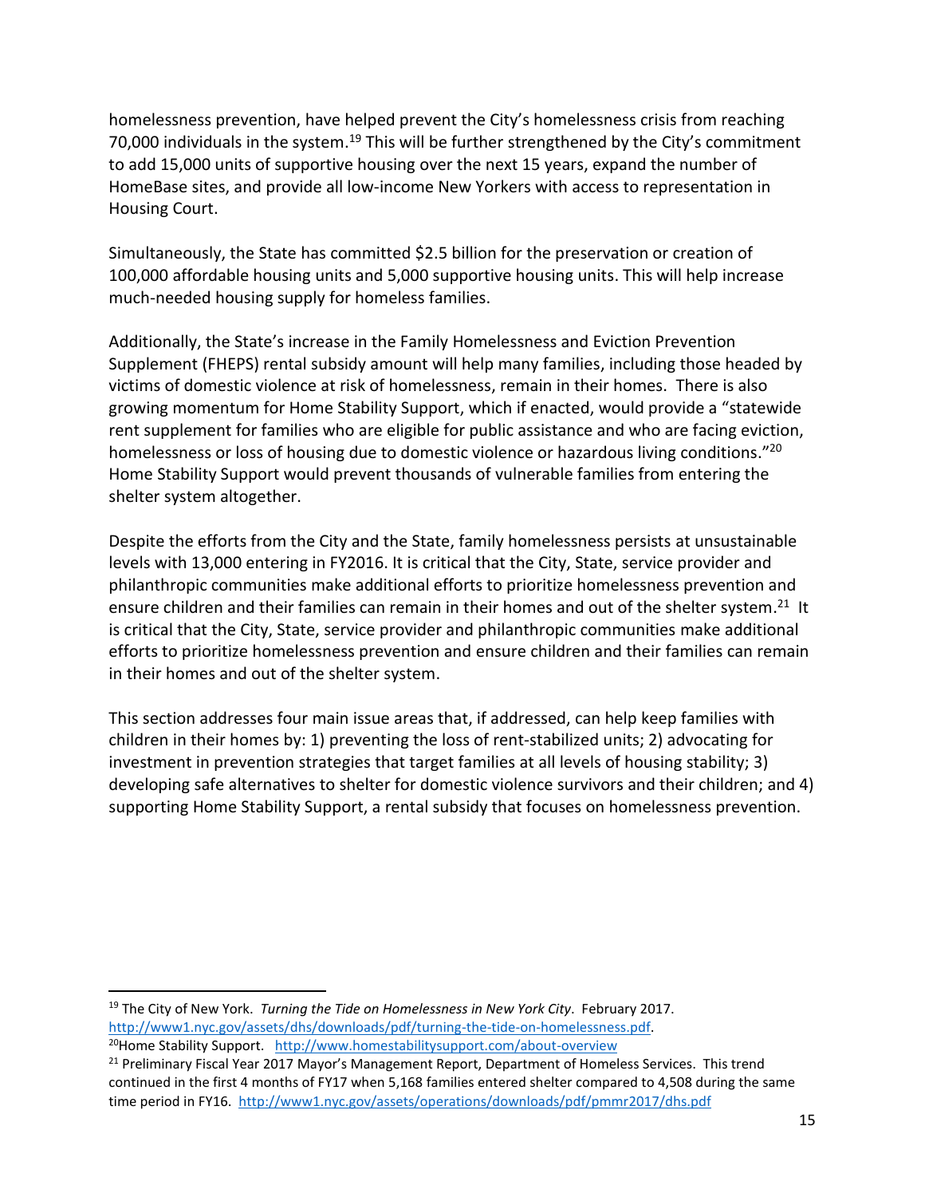homelessness prevention, have helped prevent the City's homelessness crisis from reaching 70,000 individuals in the system.[19] This will be further strengthened by the City's commitment to add 15,000 units of supportive housing over the next 15 years, expand the number of HomeBase sites, and provide all low-income New Yorkers with access to representation in Housing Court.

Simultaneously, the State has committed $2.5 billion for the preservation or creation of 100,000 affordable housing units and 5,000 supportive housing units. This will help increase much-needed housing supply for homeless families.

Additionally, the State's increase in the Family Homelessness and Eviction Prevention Supplement (FHEPS) rental subsidy amount will help many families, including those headed by victims of domestic violence at risk of homelessness, remain in their homes. There is also growing momentum for Home Stability Support, which if enacted, would provide a "statewide rent supplement for families who are eligible for public assistance and who are facing eviction, homelessness or loss of housing due to domestic violence or hazardous living conditions."[20] Home Stability Support would prevent thousands of vulnerable families from entering the shelter system altogether.

Despite the efforts from the City and the State, family homelessness persists at unsustainable levels with 13,000 entering in FY2016. It is critical that the City, State, service provider and philanthropic communities make additional efforts to prioritize homelessness prevention and ensure children and their families can remain in their homes and out of the shelter system.[21] It is critical that the City, State, service provider and philanthropic communities make additional efforts to prioritize homelessness prevention and ensure children and their families can remain in their homes and out of the shelter system.

This section addresses four main issue areas that, if addressed, can help keep families with children in their homes by: 1) preventing the loss of rent-stabilized units; 2) advocating for investment in prevention strategies that target families at all levels of housing stability; 3) developing safe alternatives to shelter for domestic violence survivors and their children; and 4) supporting Home Stability Support, a rental subsidy that focuses on homelessness prevention.

---

[19] The City of New York. *Turning the Tide on Homelessness in New York City*. February 2017. http://www1.nyc.gov/assets/dhs/downloads/pdf/turning-the-tide-on-homelessness.pdf.

[20] Home Stability Support. http://www.homestabilitysupport.com/about-overview

[21] Preliminary Fiscal Year 2017 Mayor's Management Report, Department of Homeless Services. This trend continued in the first 4 months of FY17 when 5,168 families entered shelter compared to 4,508 during the same time period in FY16. http://www1.nyc.gov/assets/operations/downloads/pdf/pmmr2017/dhs.pdf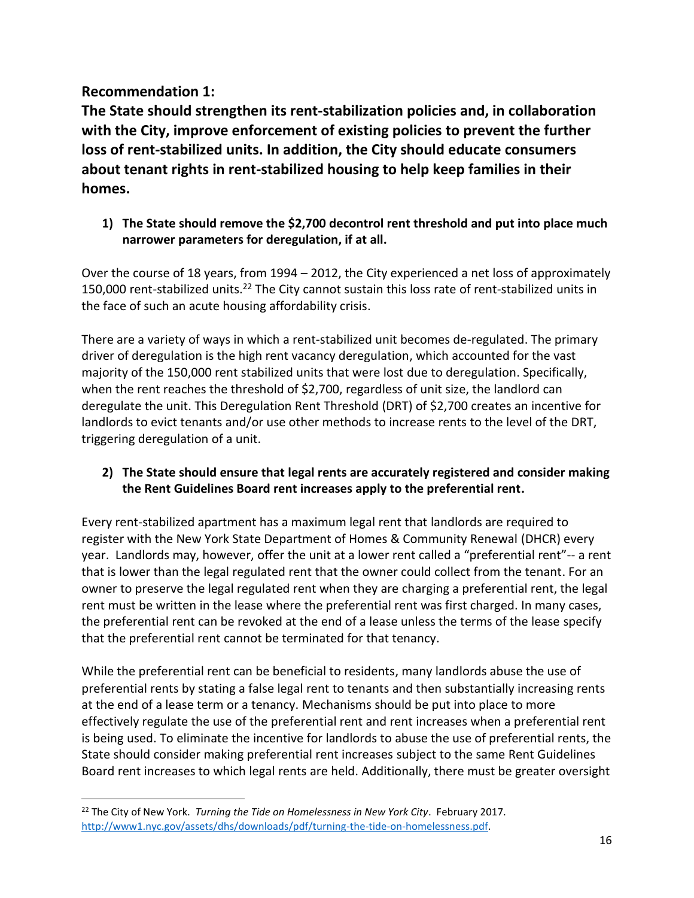## Recommendation 1:

## The State should strengthen its rent-stabilization policies and, in collaboration with the City, improve enforcement of existing policies to prevent the further loss of rent-stabilized units. In addition, the City should educate consumers about tenant rights in rent-stabilized housing to help keep families in their homes.

1) **The State should remove the $2,700 decontrol rent threshold and put into place much narrower parameters for deregulation, if at all.**

Over the course of 18 years, from 1994 – 2012, the City experienced a net loss of approximately 150,000 rent-stabilized units.[22] The City cannot sustain this loss rate of rent-stabilized units in the face of such an acute housing affordability crisis.

There are a variety of ways in which a rent-stabilized unit becomes de-regulated. The primary driver of deregulation is the high rent vacancy deregulation, which accounted for the vast majority of the 150,000 rent stabilized units that were lost due to deregulation. Specifically, when the rent reaches the threshold of $2,700, regardless of unit size, the landlord can deregulate the unit. This Deregulation Rent Threshold (DRT) of $2,700 creates an incentive for landlords to evict tenants and/or use other methods to increase rents to the level of the DRT, triggering deregulation of a unit.

2) **The State should ensure that legal rents are accurately registered and consider making the Rent Guidelines Board rent increases apply to the preferential rent.**

Every rent-stabilized apartment has a maximum legal rent that landlords are required to register with the New York State Department of Homes & Community Renewal (DHCR) every year. Landlords may, however, offer the unit at a lower rent called a "preferential rent"-- a rent that is lower than the legal regulated rent that the owner could collect from the tenant. For an owner to preserve the legal regulated rent when they are charging a preferential rent, the legal rent must be written in the lease where the preferential rent was first charged. In many cases, the preferential rent can be revoked at the end of a lease unless the terms of the lease specify that the preferential rent cannot be terminated for that tenancy.

While the preferential rent can be beneficial to residents, many landlords abuse the use of preferential rents by stating a false legal rent to tenants and then substantially increasing rents at the end of a lease term or a tenancy. Mechanisms should be put into place to more effectively regulate the use of the preferential rent and rent increases when a preferential rent is being used. To eliminate the incentive for landlords to abuse the use of preferential rents, the State should consider making preferential rent increases subject to the same Rent Guidelines Board rent increases to which legal rents are held. Additionally, there must be greater oversight

---

[22] The City of New York. *Turning the Tide on Homelessness in New York City*. February 2017. http://www1.nyc.gov/assets/dhs/downloads/pdf/turning-the-tide-on-homelessness.pdf.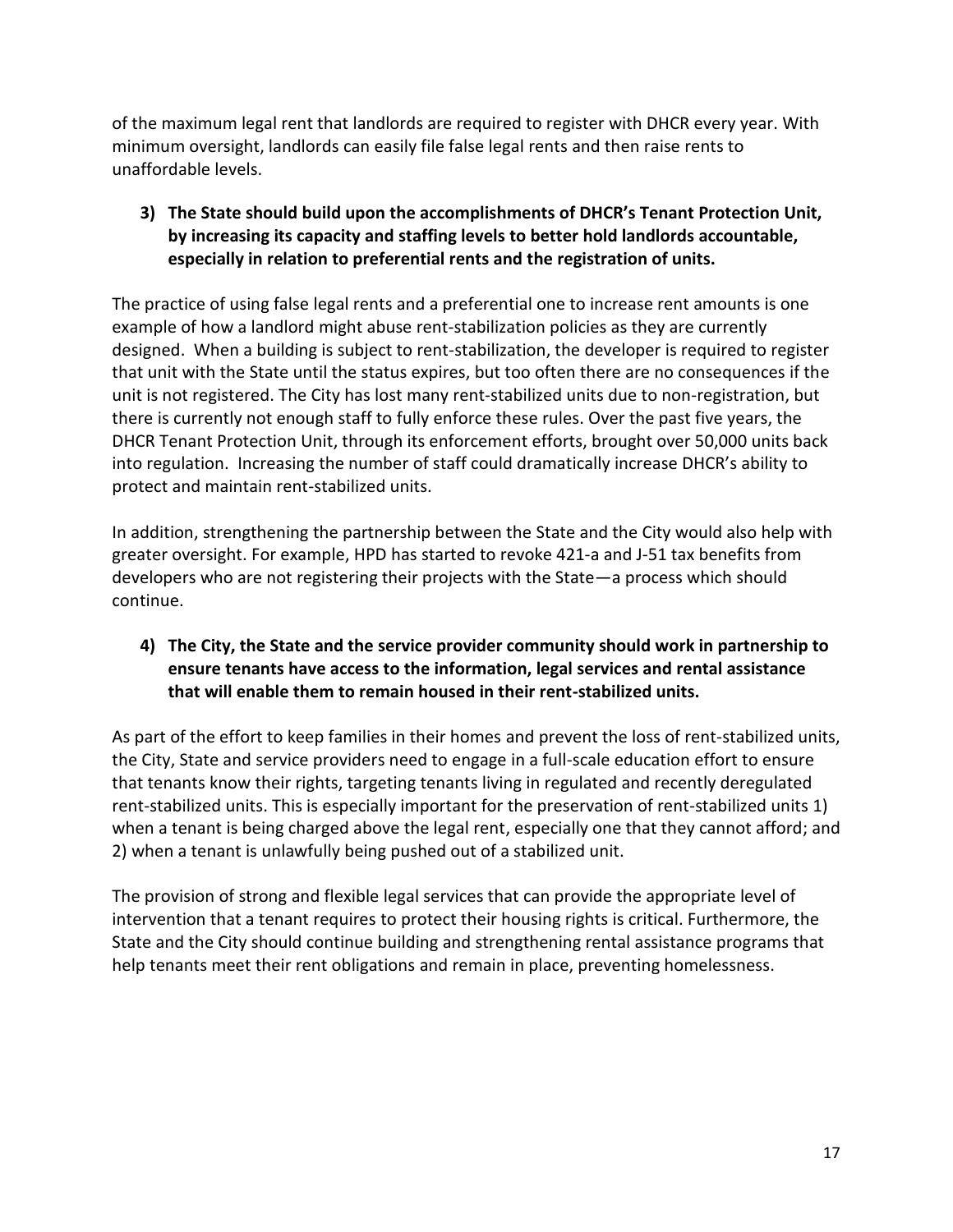of the maximum legal rent that landlords are required to register with DHCR every year. With minimum oversight, landlords can easily file false legal rents and then raise rents to unaffordable levels.

**3) The State should build upon the accomplishments of DHCR's Tenant Protection Unit, by increasing its capacity and staffing levels to better hold landlords accountable, especially in relation to preferential rents and the registration of units.**

The practice of using false legal rents and a preferential one to increase rent amounts is one example of how a landlord might abuse rent-stabilization policies as they are currently designed. When a building is subject to rent-stabilization, the developer is required to register that unit with the State until the status expires, but too often there are no consequences if the unit is not registered. The City has lost many rent-stabilized units due to non-registration, but there is currently not enough staff to fully enforce these rules. Over the past five years, the DHCR Tenant Protection Unit, through its enforcement efforts, brought over 50,000 units back into regulation. Increasing the number of staff could dramatically increase DHCR's ability to protect and maintain rent-stabilized units.

In addition, strengthening the partnership between the State and the City would also help with greater oversight. For example, HPD has started to revoke 421-a and J-51 tax benefits from developers who are not registering their projects with the State—a process which should continue.

**4) The City, the State and the service provider community should work in partnership to ensure tenants have access to the information, legal services and rental assistance that will enable them to remain housed in their rent-stabilized units.**

As part of the effort to keep families in their homes and prevent the loss of rent-stabilized units, the City, State and service providers need to engage in a full-scale education effort to ensure that tenants know their rights, targeting tenants living in regulated and recently deregulated rent-stabilized units. This is especially important for the preservation of rent-stabilized units 1) when a tenant is being charged above the legal rent, especially one that they cannot afford; and 2) when a tenant is unlawfully being pushed out of a stabilized unit.

The provision of strong and flexible legal services that can provide the appropriate level of intervention that a tenant requires to protect their housing rights is critical. Furthermore, the State and the City should continue building and strengthening rental assistance programs that help tenants meet their rent obligations and remain in place, preventing homelessness.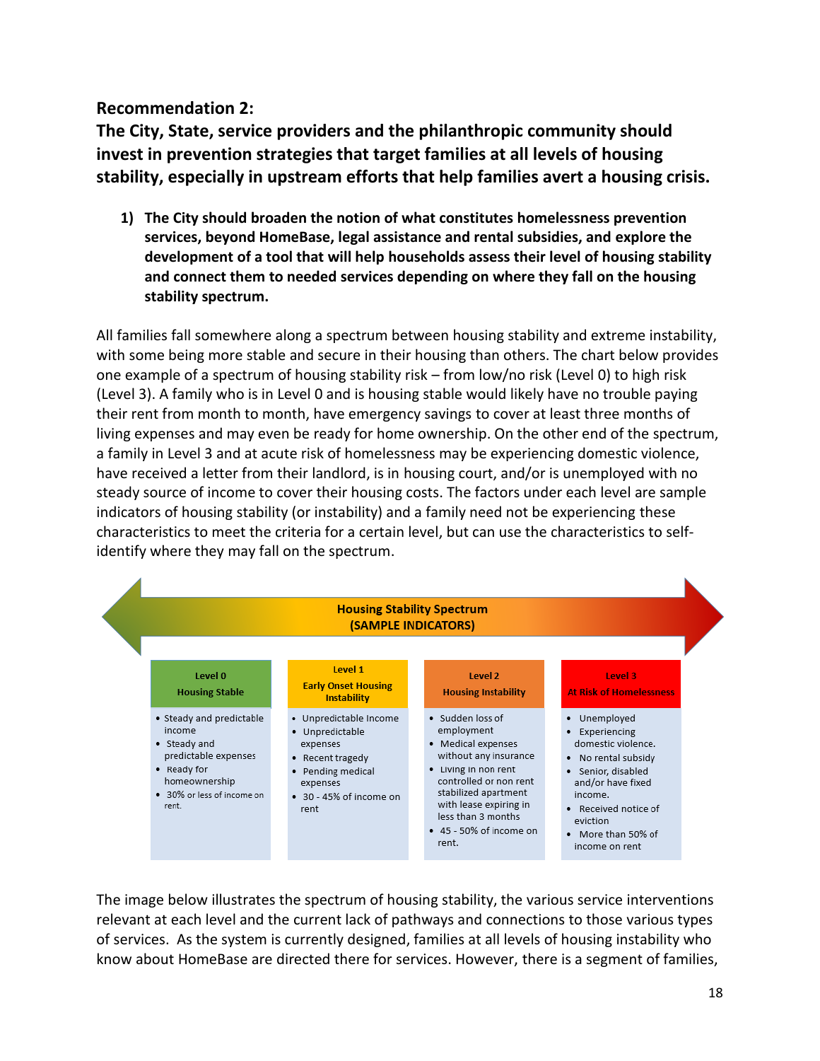**Recommendation 2:**

**The City, State, service providers and the philanthropic community should invest in prevention strategies that target families at all levels of housing stability, especially in upstream efforts that help families avert a housing crisis.**

1) **The City should broaden the notion of what constitutes homelessness prevention services, beyond HomeBase, legal assistance and rental subsidies, and explore the development of a tool that will help households assess their level of housing stability and connect them to needed services depending on where they fall on the housing stability spectrum.**

All families fall somewhere along a spectrum between housing stability and extreme instability, with some being more stable and secure in their housing than others. The chart below provides one example of a spectrum of housing stability risk – from low/no risk (Level 0) to high risk (Level 3). A family who is in Level 0 and is housing stable would likely have no trouble paying their rent from month to month, have emergency savings to cover at least three months of living expenses and may even be ready for home ownership. On the other end of the spectrum, a family in Level 3 and at acute risk of homelessness may be experiencing domestic violence, have received a letter from their landlord, is in housing court, and/or is unemployed with no steady source of income to cover their housing costs. The factors under each level are sample indicators of housing stability (or instability) and a family need not be experiencing these characteristics to meet the criteria for a certain level, but can use the characteristics to self-identify where they may fall on the spectrum.

**Housing Stability Spectrum (SAMPLE INDICATORS)**

| Level 0 Housing Stable | Level 1 Early Onset Housing Instability | Level 2 Housing Instability | Level 3 At Risk of Homelessness |
|---|---|---|---|
| • Steady and predictable income<br>• Steady and predictable expenses<br>• Ready for homeownership<br>• 30% or less of income on rent. | • Unpredictable Income<br>• Unpredictable expenses<br>• Recent tragedy<br>• Pending medical expenses<br>• 30 - 45% of income on rent | • Sudden loss of employment<br>• Medical expenses without any insurance<br>• Living in non rent controlled or non rent stabilized apartment with lease expiring in less than 3 months<br>• 45 - 50% of income on rent. | • Unemployed<br>• Experiencing domestic violence.<br>• No rental subsidy<br>• Senior, disabled and/or have fixed income.<br>• Received notice of eviction<br>• More than 50% of income on rent |

The image below illustrates the spectrum of housing stability, the various service interventions relevant at each level and the current lack of pathways and connections to those various types of services. As the system is currently designed, families at all levels of housing instability who know about HomeBase are directed there for services. However, there is a segment of families,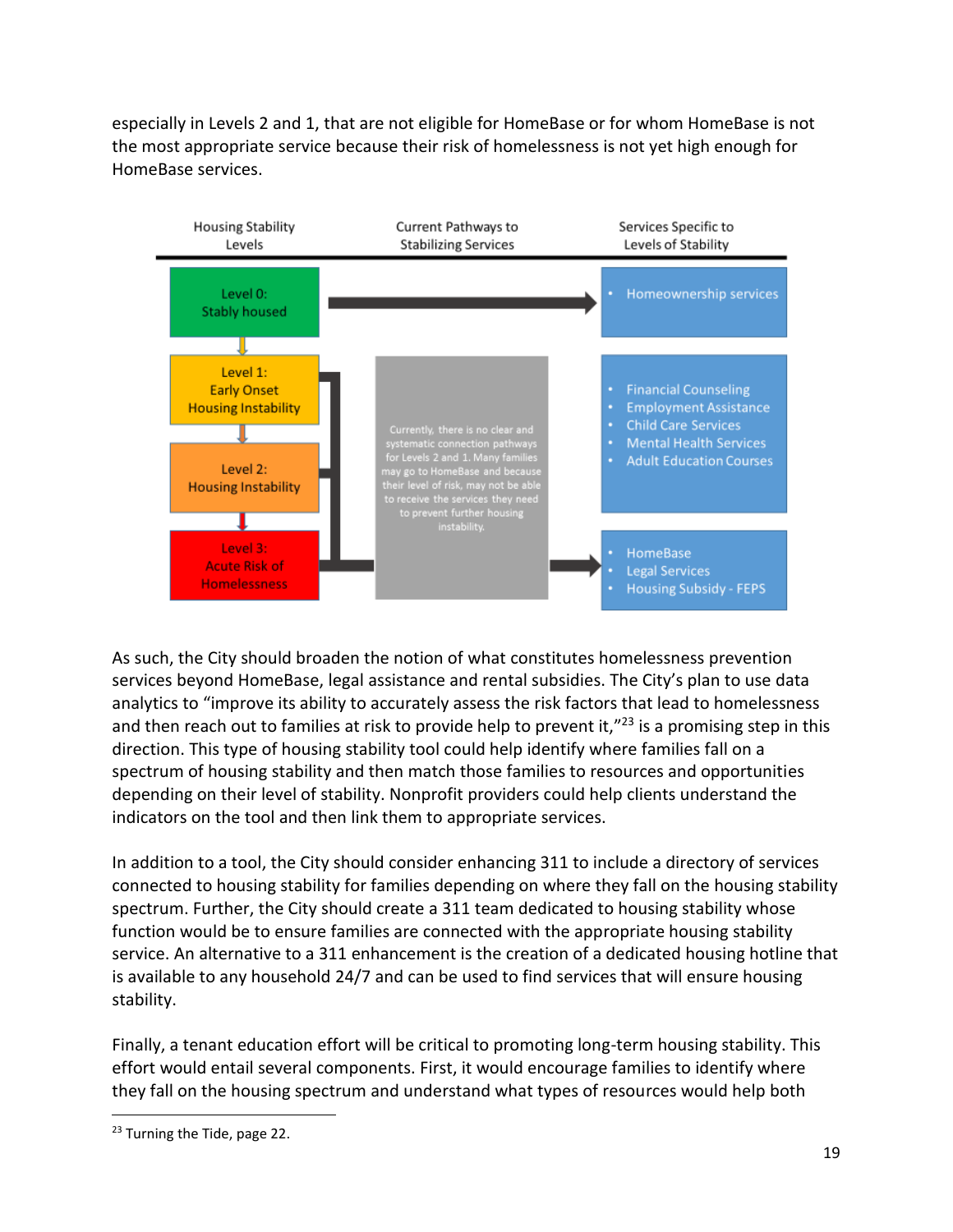especially in Levels 2 and 1, that are not eligible for HomeBase or for whom HomeBase is not the most appropriate service because their risk of homelessness is not yet high enough for HomeBase services.

| Housing Stability Levels | Current Pathways to Stabilizing Services | Services Specific to Levels of Stability |
|---|---|---|
| Level 0: Stably housed | → | • Homeownership services |
| Level 1: Early Onset Housing Instability | Currently, there is no clear and systematic connection pathways for Levels 2 and 1. Many families may go to HomeBase and because their level of risk, may not be able to receive the services they need to prevent further housing instability. | • Financial Counseling<br>• Employment Assistance<br>• Child Care Services<br>• Mental Health Services<br>• Adult Education Courses |
| Level 2: Housing Instability | | |
| Level 3: Acute Risk of Homelessness | → | • HomeBase<br>• Legal Services<br>• Housing Subsidy - FEPS |

As such, the City should broaden the notion of what constitutes homelessness prevention services beyond HomeBase, legal assistance and rental subsidies. The City's plan to use data analytics to "improve its ability to accurately assess the risk factors that lead to homelessness and then reach out to families at risk to provide help to prevent it,"[23] is a promising step in this direction. This type of housing stability tool could help identify where families fall on a spectrum of housing stability and then match those families to resources and opportunities depending on their level of stability. Nonprofit providers could help clients understand the indicators on the tool and then link them to appropriate services.

In addition to a tool, the City should consider enhancing 311 to include a directory of services connected to housing stability for families depending on where they fall on the housing stability spectrum. Further, the City should create a 311 team dedicated to housing stability whose function would be to ensure families are connected with the appropriate housing stability service. An alternative to a 311 enhancement is the creation of a dedicated housing hotline that is available to any household 24/7 and can be used to find services that will ensure housing stability.

Finally, a tenant education effort will be critical to promoting long-term housing stability. This effort would entail several components. First, it would encourage families to identify where they fall on the housing spectrum and understand what types of resources would help both

[23] Turning the Tide, page 22.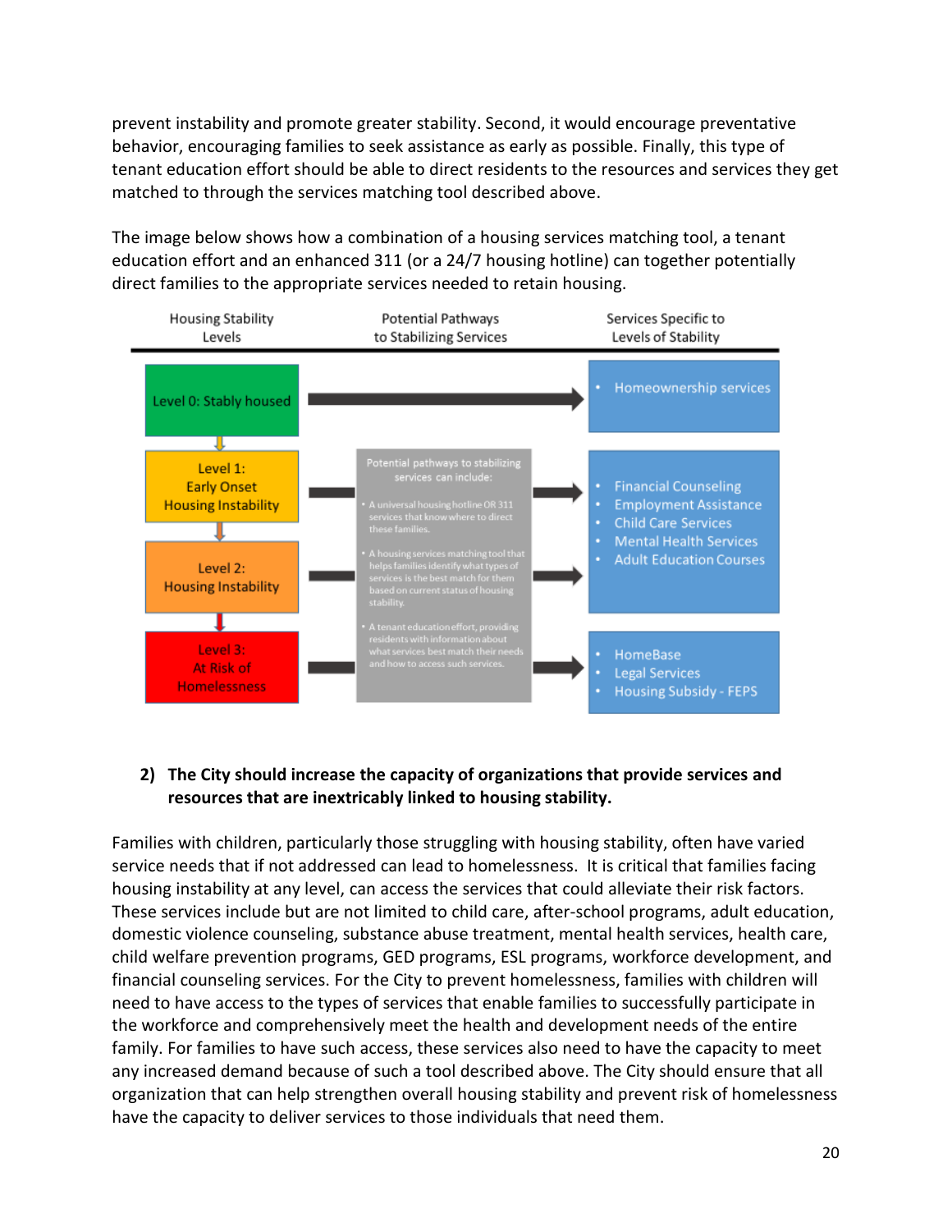prevent instability and promote greater stability. Second, it would encourage preventative behavior, encouraging families to seek assistance as early as possible. Finally, this type of tenant education effort should be able to direct residents to the resources and services they get matched to through the services matching tool described above.

The image below shows how a combination of a housing services matching tool, a tenant education effort and an enhanced 311 (or a 24/7 housing hotline) can together potentially direct families to the appropriate services needed to retain housing.

| Housing Stability Levels | Potential Pathways to Stabilizing Services | Services Specific to Levels of Stability |
|---|---|---|
| Level 0: Stably housed | → | • Homeownership services |
| Level 1: Early Onset Housing Instability | Potential pathways to stabilizing services can include:<br>• A universal housing hotline OR 311 services that know where to direct these families.<br>• A housing services matching tool that helps families identify what types of services is the best match for them based on current status of housing stability.<br>• A tenant education effort, providing residents with information about what services best match their needs and how to access such services. | • Financial Counseling<br>• Employment Assistance<br>• Child Care Services<br>• Mental Health Services<br>• Adult Education Courses |
| Level 2: Housing Instability | | |
| Level 3: At Risk of Homelessness | | • HomeBase<br>• Legal Services<br>• Housing Subsidy - FEPS |

2) **The City should increase the capacity of organizations that provide services and resources that are inextricably linked to housing stability.**

Families with children, particularly those struggling with housing stability, often have varied service needs that if not addressed can lead to homelessness. It is critical that families facing housing instability at any level, can access the services that could alleviate their risk factors. These services include but are not limited to child care, after-school programs, adult education, domestic violence counseling, substance abuse treatment, mental health services, health care, child welfare prevention programs, GED programs, ESL programs, workforce development, and financial counseling services. For the City to prevent homelessness, families with children will need to have access to the types of services that enable families to successfully participate in the workforce and comprehensively meet the health and development needs of the entire family. For families to have such access, these services also need to have the capacity to meet any increased demand because of such a tool described above. The City should ensure that all organization that can help strengthen overall housing stability and prevent risk of homelessness have the capacity to deliver services to those individuals that need them.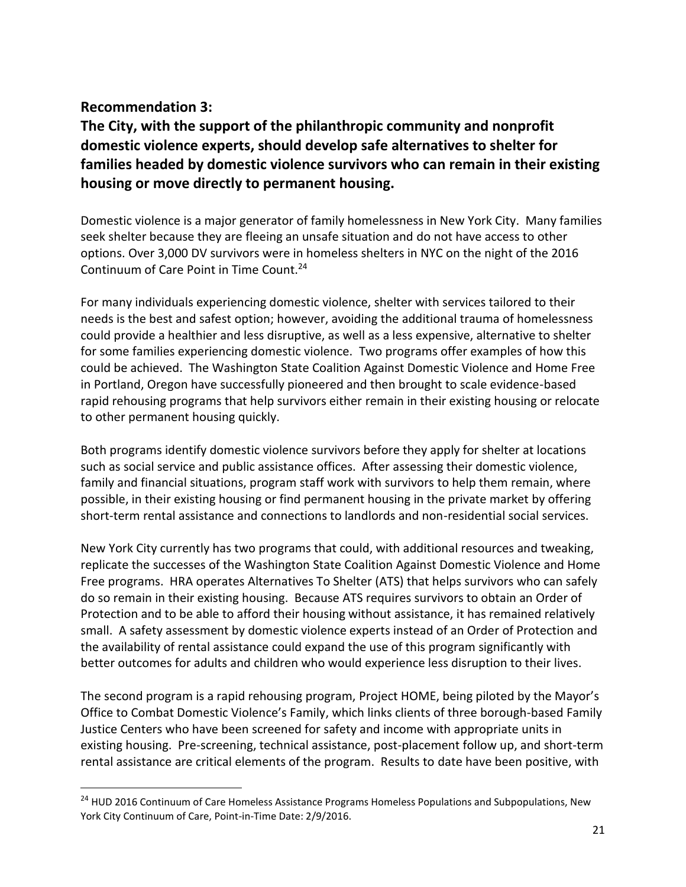## Recommendation 3:

## The City, with the support of the philanthropic community and nonprofit domestic violence experts, should develop safe alternatives to shelter for families headed by domestic violence survivors who can remain in their existing housing or move directly to permanent housing.

Domestic violence is a major generator of family homelessness in New York City. Many families seek shelter because they are fleeing an unsafe situation and do not have access to other options. Over 3,000 DV survivors were in homeless shelters in NYC on the night of the 2016 Continuum of Care Point in Time Count.[24]

For many individuals experiencing domestic violence, shelter with services tailored to their needs is the best and safest option; however, avoiding the additional trauma of homelessness could provide a healthier and less disruptive, as well as a less expensive, alternative to shelter for some families experiencing domestic violence. Two programs offer examples of how this could be achieved. The Washington State Coalition Against Domestic Violence and Home Free in Portland, Oregon have successfully pioneered and then brought to scale evidence-based rapid rehousing programs that help survivors either remain in their existing housing or relocate to other permanent housing quickly.

Both programs identify domestic violence survivors before they apply for shelter at locations such as social service and public assistance offices. After assessing their domestic violence, family and financial situations, program staff work with survivors to help them remain, where possible, in their existing housing or find permanent housing in the private market by offering short-term rental assistance and connections to landlords and non-residential social services.

New York City currently has two programs that could, with additional resources and tweaking, replicate the successes of the Washington State Coalition Against Domestic Violence and Home Free programs. HRA operates Alternatives To Shelter (ATS) that helps survivors who can safely do so remain in their existing housing. Because ATS requires survivors to obtain an Order of Protection and to be able to afford their housing without assistance, it has remained relatively small. A safety assessment by domestic violence experts instead of an Order of Protection and the availability of rental assistance could expand the use of this program significantly with better outcomes for adults and children who would experience less disruption to their lives.

The second program is a rapid rehousing program, Project HOME, being piloted by the Mayor's Office to Combat Domestic Violence's Family, which links clients of three borough-based Family Justice Centers who have been screened for safety and income with appropriate units in existing housing. Pre-screening, technical assistance, post-placement follow up, and short-term rental assistance are critical elements of the program. Results to date have been positive, with

---

[24] HUD 2016 Continuum of Care Homeless Assistance Programs Homeless Populations and Subpopulations, New York City Continuum of Care, Point-in-Time Date: 2/9/2016.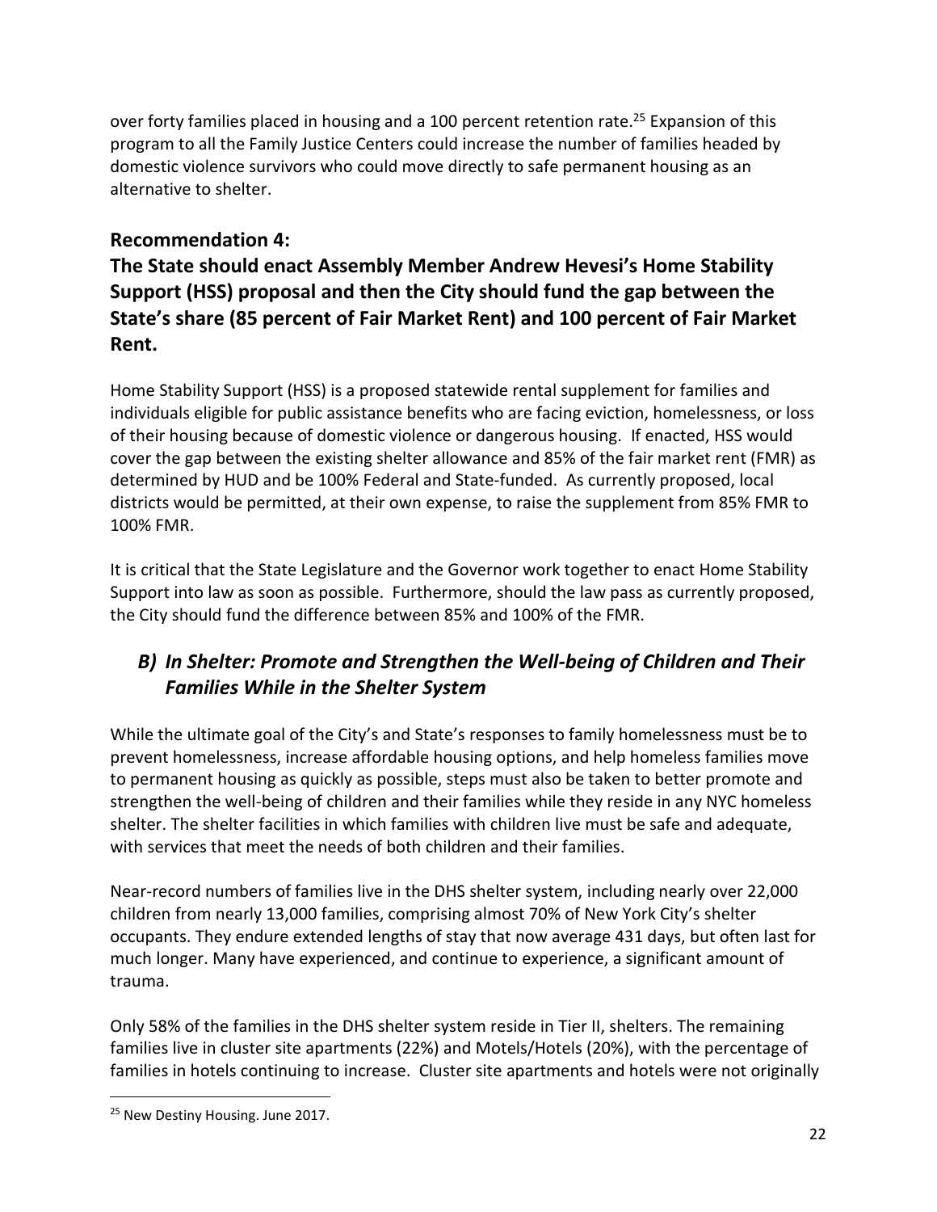over forty families placed in housing and a 100 percent retention rate.[25] Expansion of this program to all the Family Justice Centers could increase the number of families headed by domestic violence survivors who could move directly to safe permanent housing as an alternative to shelter.

### Recommendation 4:
### The State should enact Assembly Member Andrew Hevesi's Home Stability Support (HSS) proposal and then the City should fund the gap between the State's share (85 percent of Fair Market Rent) and 100 percent of Fair Market Rent.

Home Stability Support (HSS) is a proposed statewide rental supplement for families and individuals eligible for public assistance benefits who are facing eviction, homelessness, or loss of their housing because of domestic violence or dangerous housing. If enacted, HSS would cover the gap between the existing shelter allowance and 85% of the fair market rent (FMR) as determined by HUD and be 100% Federal and State-funded. As currently proposed, local districts would be permitted, at their own expense, to raise the supplement from 85% FMR to 100% FMR.

It is critical that the State Legislature and the Governor work together to enact Home Stability Support into law as soon as possible. Furthermore, should the law pass as currently proposed, the City should fund the difference between 85% and 100% of the FMR.

## *B) In Shelter: Promote and Strengthen the Well-being of Children and Their Families While in the Shelter System*

While the ultimate goal of the City's and State's responses to family homelessness must be to prevent homelessness, increase affordable housing options, and help homeless families move to permanent housing as quickly as possible, steps must also be taken to better promote and strengthen the well-being of children and their families while they reside in any NYC homeless shelter. The shelter facilities in which families with children live must be safe and adequate, with services that meet the needs of both children and their families.

Near-record numbers of families live in the DHS shelter system, including nearly over 22,000 children from nearly 13,000 families, comprising almost 70% of New York City's shelter occupants. They endure extended lengths of stay that now average 431 days, but often last for much longer. Many have experienced, and continue to experience, a significant amount of trauma.

Only 58% of the families in the DHS shelter system reside in Tier II, shelters. The remaining families live in cluster site apartments (22%) and Motels/Hotels (20%), with the percentage of families in hotels continuing to increase. Cluster site apartments and hotels were not originally

[25] New Destiny Housing. June 2017.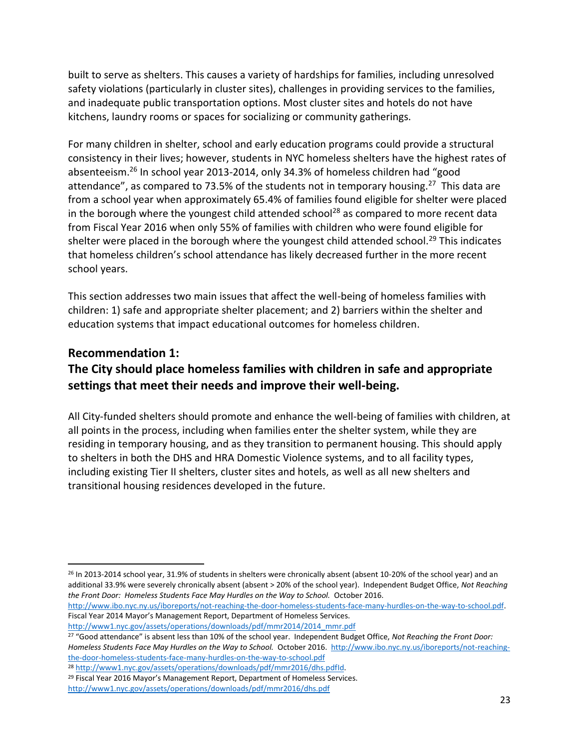built to serve as shelters. This causes a variety of hardships for families, including unresolved safety violations (particularly in cluster sites), challenges in providing services to the families, and inadequate public transportation options. Most cluster sites and hotels do not have kitchens, laundry rooms or spaces for socializing or community gatherings.

For many children in shelter, school and early education programs could provide a structural consistency in their lives; however, students in NYC homeless shelters have the highest rates of absenteeism.[26] In school year 2013-2014, only 34.3% of homeless children had "good attendance", as compared to 73.5% of the students not in temporary housing.[27] This data are from a school year when approximately 65.4% of families found eligible for shelter were placed in the borough where the youngest child attended school[28] as compared to more recent data from Fiscal Year 2016 when only 55% of families with children who were found eligible for shelter were placed in the borough where the youngest child attended school.[29] This indicates that homeless children's school attendance has likely decreased further in the more recent school years.

This section addresses two main issues that affect the well-being of homeless families with children: 1) safe and appropriate shelter placement; and 2) barriers within the shelter and education systems that impact educational outcomes for homeless children.

## Recommendation 1:
## The City should place homeless families with children in safe and appropriate settings that meet their needs and improve their well-being.

All City-funded shelters should promote and enhance the well-being of families with children, at all points in the process, including when families enter the shelter system, while they are residing in temporary housing, and as they transition to permanent housing. This should apply to shelters in both the DHS and HRA Domestic Violence systems, and to all facility types, including existing Tier II shelters, cluster sites and hotels, as well as all new shelters and transitional housing residences developed in the future.

---

[26] In 2013-2014 school year, 31.9% of students in shelters were chronically absent (absent 10-20% of the school year) and an additional 33.9% were severely chronically absent (absent > 20% of the school year). Independent Budget Office, *Not Reaching the Front Door: Homeless Students Face May Hurdles on the Way to School.* October 2016. http://www.ibo.nyc.ny.us/iboreports/not-reaching-the-door-homeless-students-face-many-hurdles-on-the-way-to-school.pdf. Fiscal Year 2014 Mayor's Management Report, Department of Homeless Services. http://www1.nyc.gov/assets/operations/downloads/pdf/mmr2014/2014_mmr.pdf

[27] "Good attendance" is absent less than 10% of the school year. Independent Budget Office, *Not Reaching the Front Door: Homeless Students Face May Hurdles on the Way to School.* October 2016. http://www.ibo.nyc.ny.us/iboreports/not-reaching-the-door-homeless-students-face-many-hurdles-on-the-way-to-school.pdf

[28] http://www1.nyc.gov/assets/operations/downloads/pdf/mmr2016/dhs.pdfId.

[29] Fiscal Year 2016 Mayor's Management Report, Department of Homeless Services. http://www1.nyc.gov/assets/operations/downloads/pdf/mmr2016/dhs.pdf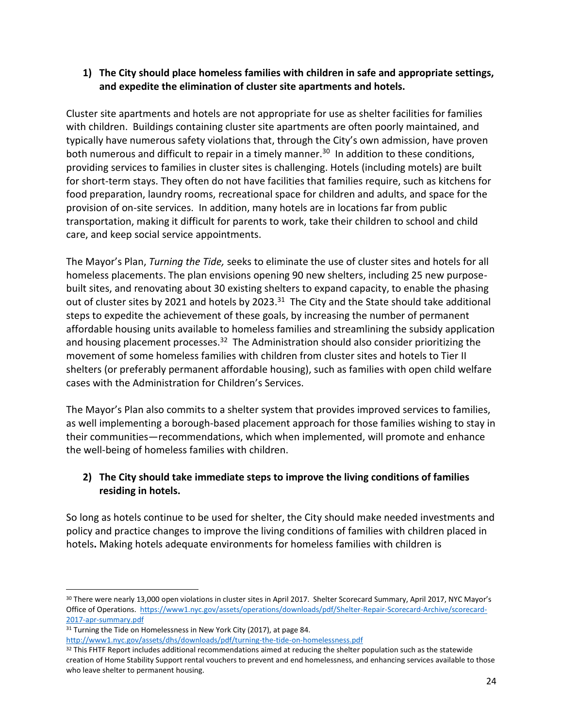1) **The City should place homeless families with children in safe and appropriate settings, and expedite the elimination of cluster site apartments and hotels.**

Cluster site apartments and hotels are not appropriate for use as shelter facilities for families with children. Buildings containing cluster site apartments are often poorly maintained, and typically have numerous safety violations that, through the City's own admission, have proven both numerous and difficult to repair in a timely manner.[30] In addition to these conditions, providing services to families in cluster sites is challenging. Hotels (including motels) are built for short-term stays. They often do not have facilities that families require, such as kitchens for food preparation, laundry rooms, recreational space for children and adults, and space for the provision of on-site services. In addition, many hotels are in locations far from public transportation, making it difficult for parents to work, take their children to school and child care, and keep social service appointments.

The Mayor's Plan, *Turning the Tide,* seeks to eliminate the use of cluster sites and hotels for all homeless placements. The plan envisions opening 90 new shelters, including 25 new purpose-built sites, and renovating about 30 existing shelters to expand capacity, to enable the phasing out of cluster sites by 2021 and hotels by 2023.[31] The City and the State should take additional steps to expedite the achievement of these goals, by increasing the number of permanent affordable housing units available to homeless families and streamlining the subsidy application and housing placement processes.[32] The Administration should also consider prioritizing the movement of some homeless families with children from cluster sites and hotels to Tier II shelters (or preferably permanent affordable housing), such as families with open child welfare cases with the Administration for Children's Services.

The Mayor's Plan also commits to a shelter system that provides improved services to families, as well implementing a borough-based placement approach for those families wishing to stay in their communities—recommendations, which when implemented, will promote and enhance the well-being of homeless families with children.

2) **The City should take immediate steps to improve the living conditions of families residing in hotels.**

So long as hotels continue to be used for shelter, the City should make needed investments and policy and practice changes to improve the living conditions of families with children placed in hotels**.** Making hotels adequate environments for homeless families with children is

---

[30] There were nearly 13,000 open violations in cluster sites in April 2017. Shelter Scorecard Summary, April 2017, NYC Mayor's Office of Operations. https://www1.nyc.gov/assets/operations/downloads/pdf/Shelter-Repair-Scorecard-Archive/scorecard-2017-apr-summary.pdf

[31] Turning the Tide on Homelessness in New York City (2017), at page 84. http://www1.nyc.gov/assets/dhs/downloads/pdf/turning-the-tide-on-homelessness.pdf

[32] This FHTF Report includes additional recommendations aimed at reducing the shelter population such as the statewide creation of Home Stability Support rental vouchers to prevent and end homelessness, and enhancing services available to those who leave shelter to permanent housing.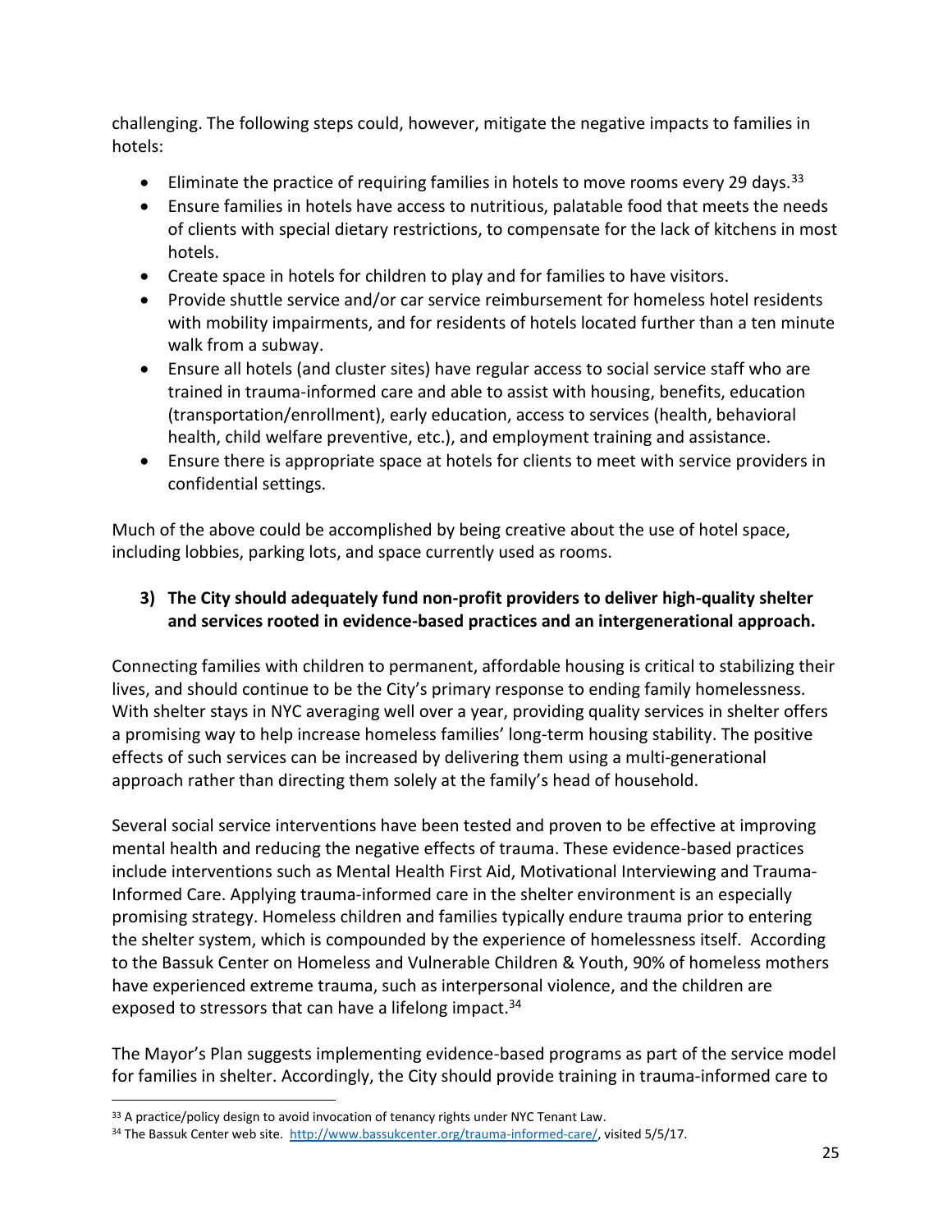challenging. The following steps could, however, mitigate the negative impacts to families in hotels:

- Eliminate the practice of requiring families in hotels to move rooms every 29 days.[33]
- Ensure families in hotels have access to nutritious, palatable food that meets the needs of clients with special dietary restrictions, to compensate for the lack of kitchens in most hotels.
- Create space in hotels for children to play and for families to have visitors.
- Provide shuttle service and/or car service reimbursement for homeless hotel residents with mobility impairments, and for residents of hotels located further than a ten minute walk from a subway.
- Ensure all hotels (and cluster sites) have regular access to social service staff who are trained in trauma-informed care and able to assist with housing, benefits, education (transportation/enrollment), early education, access to services (health, behavioral health, child welfare preventive, etc.), and employment training and assistance.
- Ensure there is appropriate space at hotels for clients to meet with service providers in confidential settings.

Much of the above could be accomplished by being creative about the use of hotel space, including lobbies, parking lots, and space currently used as rooms.

**3) The City should adequately fund non-profit providers to deliver high-quality shelter and services rooted in evidence-based practices and an intergenerational approach.**

Connecting families with children to permanent, affordable housing is critical to stabilizing their lives, and should continue to be the City's primary response to ending family homelessness. With shelter stays in NYC averaging well over a year, providing quality services in shelter offers a promising way to help increase homeless families' long-term housing stability. The positive effects of such services can be increased by delivering them using a multi-generational approach rather than directing them solely at the family's head of household.

Several social service interventions have been tested and proven to be effective at improving mental health and reducing the negative effects of trauma. These evidence-based practices include interventions such as Mental Health First Aid, Motivational Interviewing and Trauma-Informed Care. Applying trauma-informed care in the shelter environment is an especially promising strategy. Homeless children and families typically endure trauma prior to entering the shelter system, which is compounded by the experience of homelessness itself. According to the Bassuk Center on Homeless and Vulnerable Children & Youth, 90% of homeless mothers have experienced extreme trauma, such as interpersonal violence, and the children are exposed to stressors that can have a lifelong impact.[34]

The Mayor's Plan suggests implementing evidence-based programs as part of the service model for families in shelter. Accordingly, the City should provide training in trauma-informed care to

[33] A practice/policy design to avoid invocation of tenancy rights under NYC Tenant Law.

[34] The Bassuk Center web site. http://www.bassukcenter.org/trauma-informed-care/, visited 5/5/17.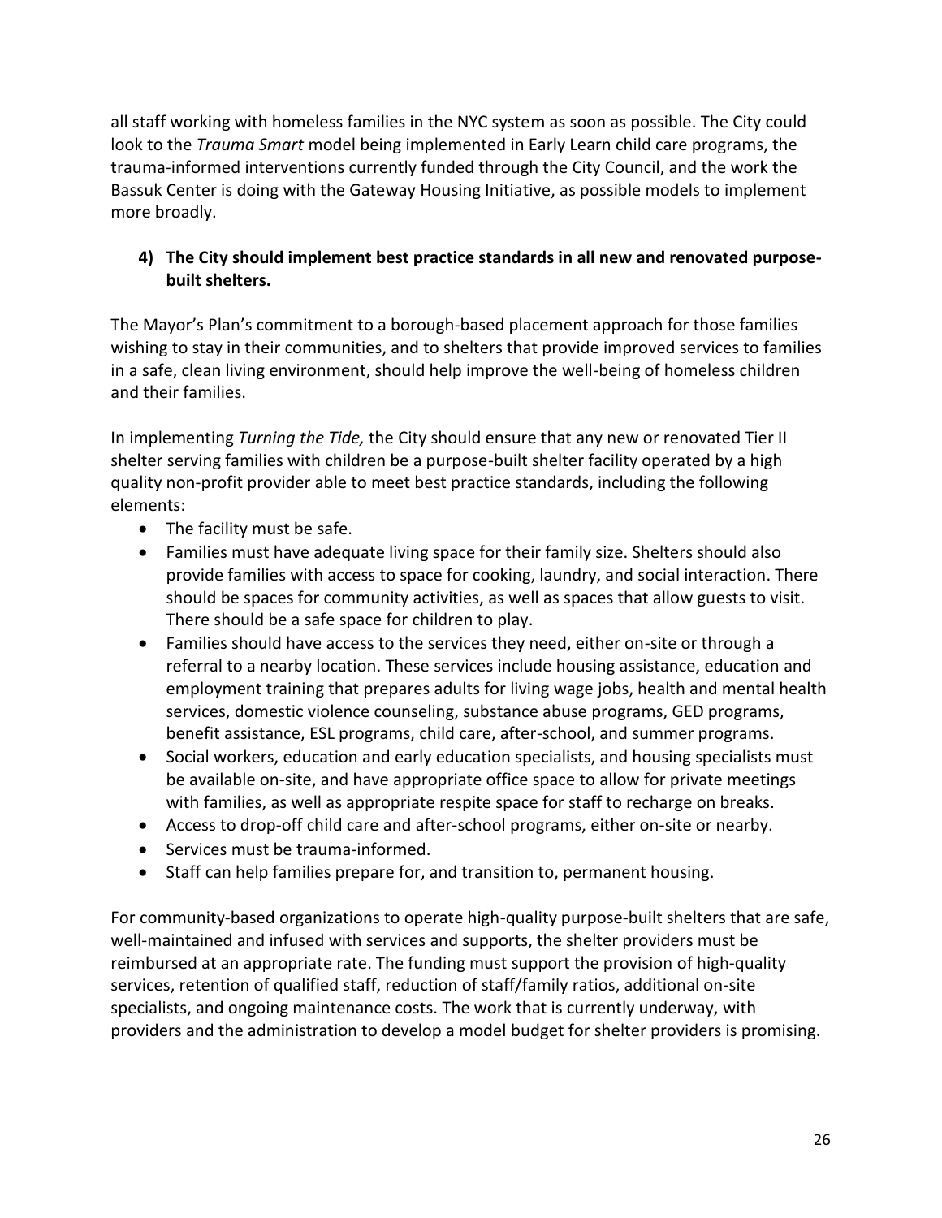all staff working with homeless families in the NYC system as soon as possible. The City could look to the *Trauma Smart* model being implemented in Early Learn child care programs, the trauma-informed interventions currently funded through the City Council, and the work the Bassuk Center is doing with the Gateway Housing Initiative, as possible models to implement more broadly.

**4) The City should implement best practice standards in all new and renovated purpose-built shelters.**

The Mayor's Plan's commitment to a borough-based placement approach for those families wishing to stay in their communities, and to shelters that provide improved services to families in a safe, clean living environment, should help improve the well-being of homeless children and their families.

In implementing *Turning the Tide,* the City should ensure that any new or renovated Tier II shelter serving families with children be a purpose-built shelter facility operated by a high quality non-profit provider able to meet best practice standards, including the following elements:

- The facility must be safe.
- Families must have adequate living space for their family size. Shelters should also provide families with access to space for cooking, laundry, and social interaction. There should be spaces for community activities, as well as spaces that allow guests to visit. There should be a safe space for children to play.
- Families should have access to the services they need, either on-site or through a referral to a nearby location. These services include housing assistance, education and employment training that prepares adults for living wage jobs, health and mental health services, domestic violence counseling, substance abuse programs, GED programs, benefit assistance, ESL programs, child care, after-school, and summer programs.
- Social workers, education and early education specialists, and housing specialists must be available on-site, and have appropriate office space to allow for private meetings with families, as well as appropriate respite space for staff to recharge on breaks.
- Access to drop-off child care and after-school programs, either on-site or nearby.
- Services must be trauma-informed.
- Staff can help families prepare for, and transition to, permanent housing.

For community-based organizations to operate high-quality purpose-built shelters that are safe, well-maintained and infused with services and supports, the shelter providers must be reimbursed at an appropriate rate. The funding must support the provision of high-quality services, retention of qualified staff, reduction of staff/family ratios, additional on-site specialists, and ongoing maintenance costs. The work that is currently underway, with providers and the administration to develop a model budget for shelter providers is promising.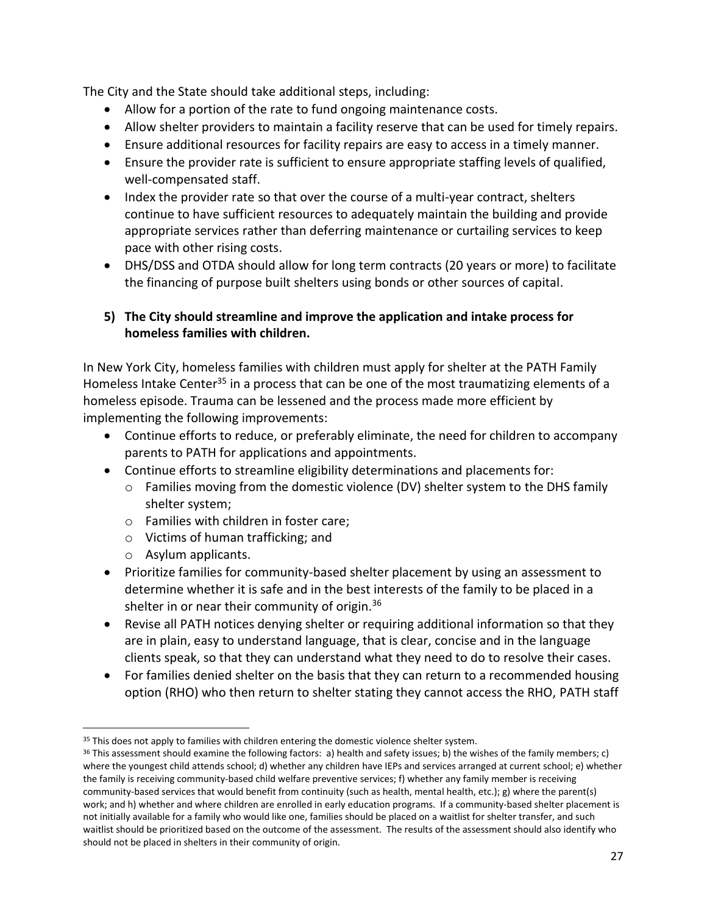The City and the State should take additional steps, including:

- Allow for a portion of the rate to fund ongoing maintenance costs.
- Allow shelter providers to maintain a facility reserve that can be used for timely repairs.
- Ensure additional resources for facility repairs are easy to access in a timely manner.
- Ensure the provider rate is sufficient to ensure appropriate staffing levels of qualified, well-compensated staff.
- Index the provider rate so that over the course of a multi-year contract, shelters continue to have sufficient resources to adequately maintain the building and provide appropriate services rather than deferring maintenance or curtailing services to keep pace with other rising costs.
- DHS/DSS and OTDA should allow for long term contracts (20 years or more) to facilitate the financing of purpose built shelters using bonds or other sources of capital.

**5) The City should streamline and improve the application and intake process for homeless families with children.**

In New York City, homeless families with children must apply for shelter at the PATH Family Homeless Intake Center[35] in a process that can be one of the most traumatizing elements of a homeless episode. Trauma can be lessened and the process made more efficient by implementing the following improvements:

- Continue efforts to reduce, or preferably eliminate, the need for children to accompany parents to PATH for applications and appointments.
- Continue efforts to streamline eligibility determinations and placements for:
  - Families moving from the domestic violence (DV) shelter system to the DHS family shelter system;
  - Families with children in foster care;
  - Victims of human trafficking; and
  - Asylum applicants.
- Prioritize families for community-based shelter placement by using an assessment to determine whether it is safe and in the best interests of the family to be placed in a shelter in or near their community of origin.[36]
- Revise all PATH notices denying shelter or requiring additional information so that they are in plain, easy to understand language, that is clear, concise and in the language clients speak, so that they can understand what they need to do to resolve their cases.
- For families denied shelter on the basis that they can return to a recommended housing option (RHO) who then return to shelter stating they cannot access the RHO, PATH staff

---

[35] This does not apply to families with children entering the domestic violence shelter system.

[36] This assessment should examine the following factors: a) health and safety issues; b) the wishes of the family members; c) where the youngest child attends school; d) whether any children have IEPs and services arranged at current school; e) whether the family is receiving community-based child welfare preventive services; f) whether any family member is receiving community-based services that would benefit from continuity (such as health, mental health, etc.); g) where the parent(s) work; and h) whether and where children are enrolled in early education programs. If a community-based shelter placement is not initially available for a family who would like one, families should be placed on a waitlist for shelter transfer, and such waitlist should be prioritized based on the outcome of the assessment. The results of the assessment should also identify who should not be placed in shelters in their community of origin.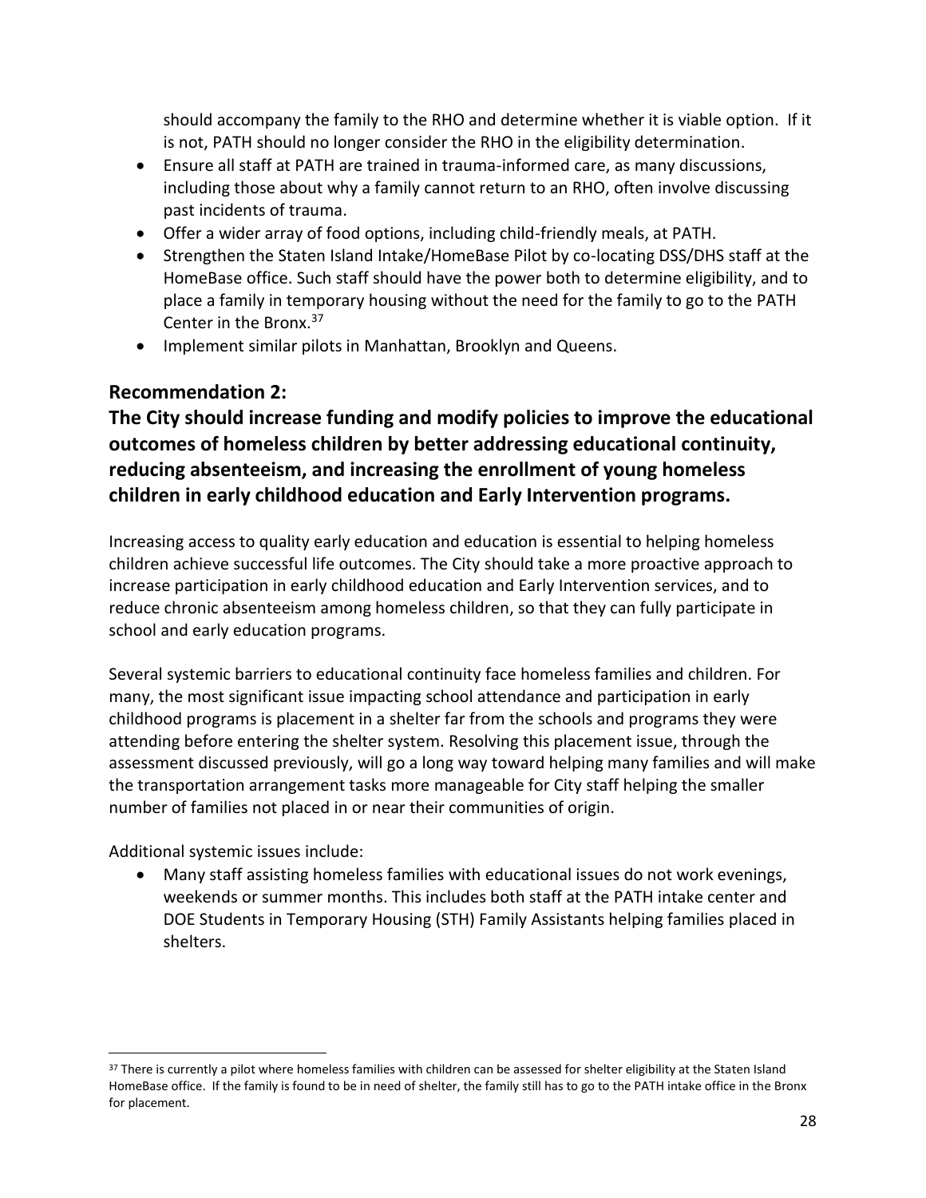should accompany the family to the RHO and determine whether it is viable option. If it is not, PATH should no longer consider the RHO in the eligibility determination.

- Ensure all staff at PATH are trained in trauma-informed care, as many discussions, including those about why a family cannot return to an RHO, often involve discussing past incidents of trauma.
- Offer a wider array of food options, including child-friendly meals, at PATH.
- Strengthen the Staten Island Intake/HomeBase Pilot by co-locating DSS/DHS staff at the HomeBase office. Such staff should have the power both to determine eligibility, and to place a family in temporary housing without the need for the family to go to the PATH Center in the Bronx.[37]
- Implement similar pilots in Manhattan, Brooklyn and Queens.

## Recommendation 2:

## The City should increase funding and modify policies to improve the educational outcomes of homeless children by better addressing educational continuity, reducing absenteeism, and increasing the enrollment of young homeless children in early childhood education and Early Intervention programs.

Increasing access to quality early education and education is essential to helping homeless children achieve successful life outcomes. The City should take a more proactive approach to increase participation in early childhood education and Early Intervention services, and to reduce chronic absenteeism among homeless children, so that they can fully participate in school and early education programs.

Several systemic barriers to educational continuity face homeless families and children. For many, the most significant issue impacting school attendance and participation in early childhood programs is placement in a shelter far from the schools and programs they were attending before entering the shelter system. Resolving this placement issue, through the assessment discussed previously, will go a long way toward helping many families and will make the transportation arrangement tasks more manageable for City staff helping the smaller number of families not placed in or near their communities of origin.

Additional systemic issues include:

- Many staff assisting homeless families with educational issues do not work evenings, weekends or summer months. This includes both staff at the PATH intake center and DOE Students in Temporary Housing (STH) Family Assistants helping families placed in shelters.

[37] There is currently a pilot where homeless families with children can be assessed for shelter eligibility at the Staten Island HomeBase office. If the family is found to be in need of shelter, the family still has to go to the PATH intake office in the Bronx for placement.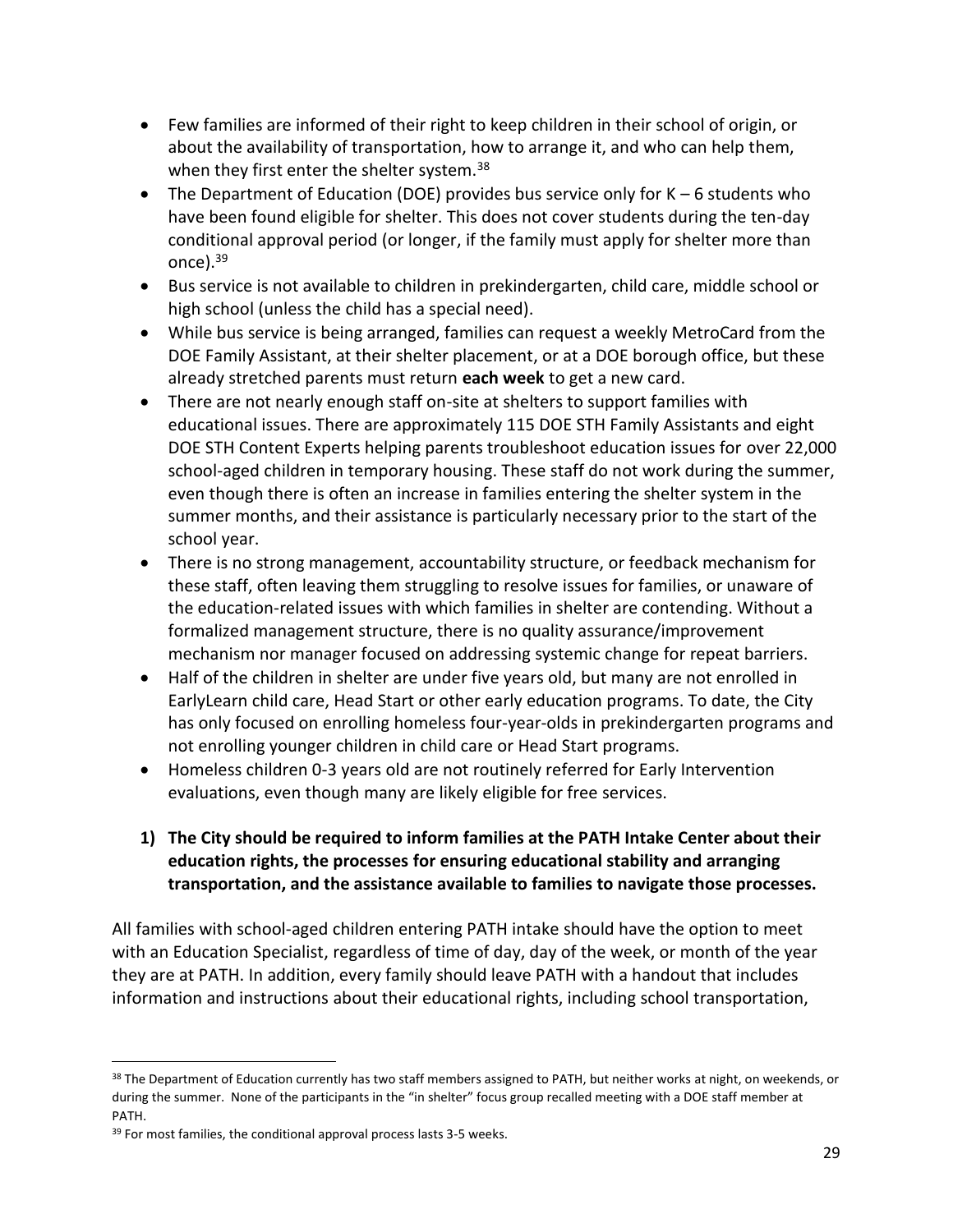- Few families are informed of their right to keep children in their school of origin, or about the availability of transportation, how to arrange it, and who can help them, when they first enter the shelter system.[38]
- The Department of Education (DOE) provides bus service only for K – 6 students who have been found eligible for shelter. This does not cover students during the ten-day conditional approval period (or longer, if the family must apply for shelter more than once).[39]
- Bus service is not available to children in prekindergarten, child care, middle school or high school (unless the child has a special need).
- While bus service is being arranged, families can request a weekly MetroCard from the DOE Family Assistant, at their shelter placement, or at a DOE borough office, but these already stretched parents must return **each week** to get a new card.
- There are not nearly enough staff on-site at shelters to support families with educational issues. There are approximately 115 DOE STH Family Assistants and eight DOE STH Content Experts helping parents troubleshoot education issues for over 22,000 school-aged children in temporary housing. These staff do not work during the summer, even though there is often an increase in families entering the shelter system in the summer months, and their assistance is particularly necessary prior to the start of the school year.
- There is no strong management, accountability structure, or feedback mechanism for these staff, often leaving them struggling to resolve issues for families, or unaware of the education-related issues with which families in shelter are contending. Without a formalized management structure, there is no quality assurance/improvement mechanism nor manager focused on addressing systemic change for repeat barriers.
- Half of the children in shelter are under five years old, but many are not enrolled in EarlyLearn child care, Head Start or other early education programs. To date, the City has only focused on enrolling homeless four-year-olds in prekindergarten programs and not enrolling younger children in child care or Head Start programs.
- Homeless children 0-3 years old are not routinely referred for Early Intervention evaluations, even though many are likely eligible for free services.

**1) The City should be required to inform families at the PATH Intake Center about their education rights, the processes for ensuring educational stability and arranging transportation, and the assistance available to families to navigate those processes.**

All families with school-aged children entering PATH intake should have the option to meet with an Education Specialist, regardless of time of day, day of the week, or month of the year they are at PATH. In addition, every family should leave PATH with a handout that includes information and instructions about their educational rights, including school transportation,

[38] The Department of Education currently has two staff members assigned to PATH, but neither works at night, on weekends, or during the summer. None of the participants in the "in shelter" focus group recalled meeting with a DOE staff member at PATH.

[39] For most families, the conditional approval process lasts 3-5 weeks.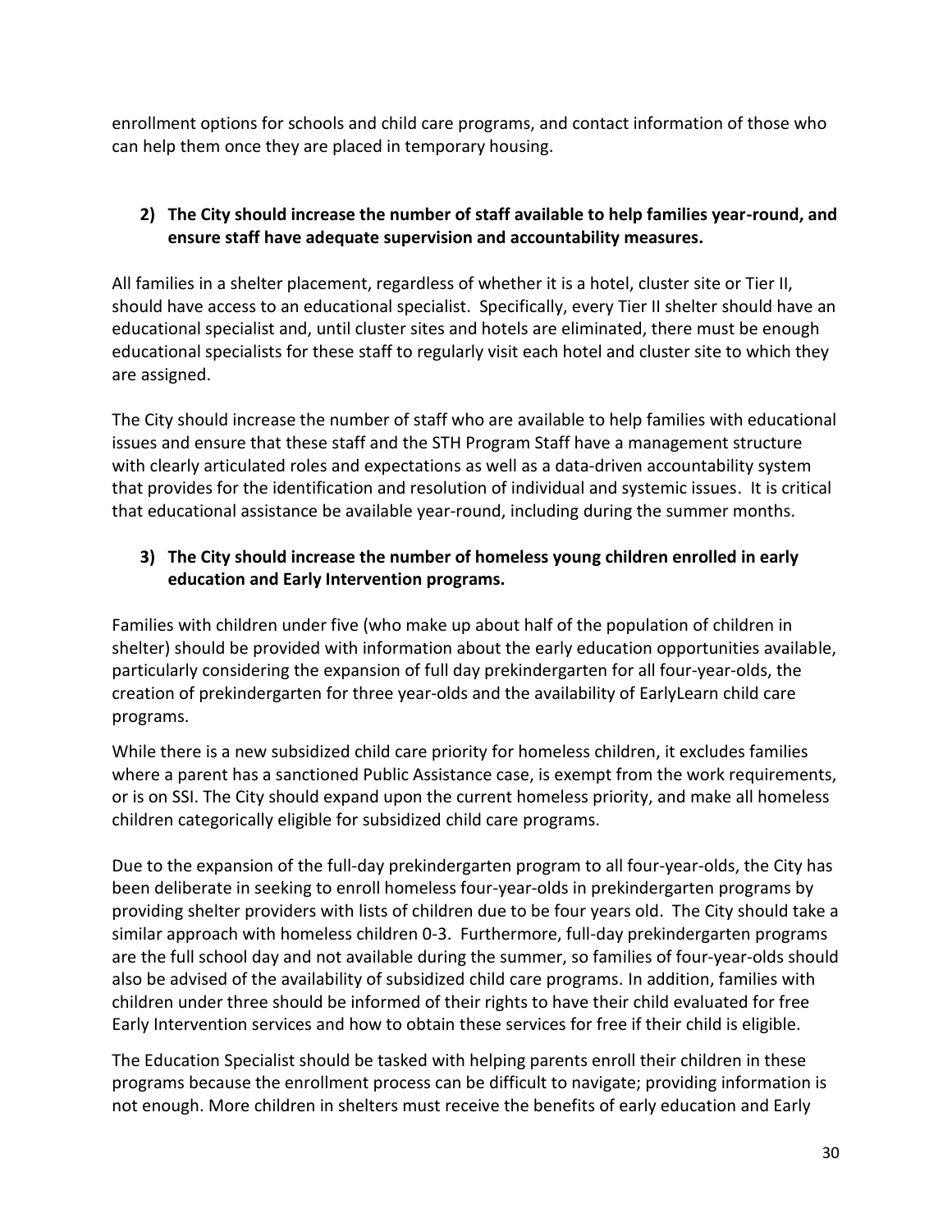enrollment options for schools and child care programs, and contact information of those who can help them once they are placed in temporary housing.

**2) The City should increase the number of staff available to help families year-round, and ensure staff have adequate supervision and accountability measures.**

All families in a shelter placement, regardless of whether it is a hotel, cluster site or Tier II, should have access to an educational specialist. Specifically, every Tier II shelter should have an educational specialist and, until cluster sites and hotels are eliminated, there must be enough educational specialists for these staff to regularly visit each hotel and cluster site to which they are assigned.

The City should increase the number of staff who are available to help families with educational issues and ensure that these staff and the STH Program Staff have a management structure with clearly articulated roles and expectations as well as a data-driven accountability system that provides for the identification and resolution of individual and systemic issues. It is critical that educational assistance be available year-round, including during the summer months.

**3) The City should increase the number of homeless young children enrolled in early education and Early Intervention programs.**

Families with children under five (who make up about half of the population of children in shelter) should be provided with information about the early education opportunities available, particularly considering the expansion of full day prekindergarten for all four-year-olds, the creation of prekindergarten for three year-olds and the availability of EarlyLearn child care programs.

While there is a new subsidized child care priority for homeless children, it excludes families where a parent has a sanctioned Public Assistance case, is exempt from the work requirements, or is on SSI. The City should expand upon the current homeless priority, and make all homeless children categorically eligible for subsidized child care programs.

Due to the expansion of the full-day prekindergarten program to all four-year-olds, the City has been deliberate in seeking to enroll homeless four-year-olds in prekindergarten programs by providing shelter providers with lists of children due to be four years old. The City should take a similar approach with homeless children 0-3. Furthermore, full-day prekindergarten programs are the full school day and not available during the summer, so families of four-year-olds should also be advised of the availability of subsidized child care programs. In addition, families with children under three should be informed of their rights to have their child evaluated for free Early Intervention services and how to obtain these services for free if their child is eligible.

The Education Specialist should be tasked with helping parents enroll their children in these programs because the enrollment process can be difficult to navigate; providing information is not enough. More children in shelters must receive the benefits of early education and Early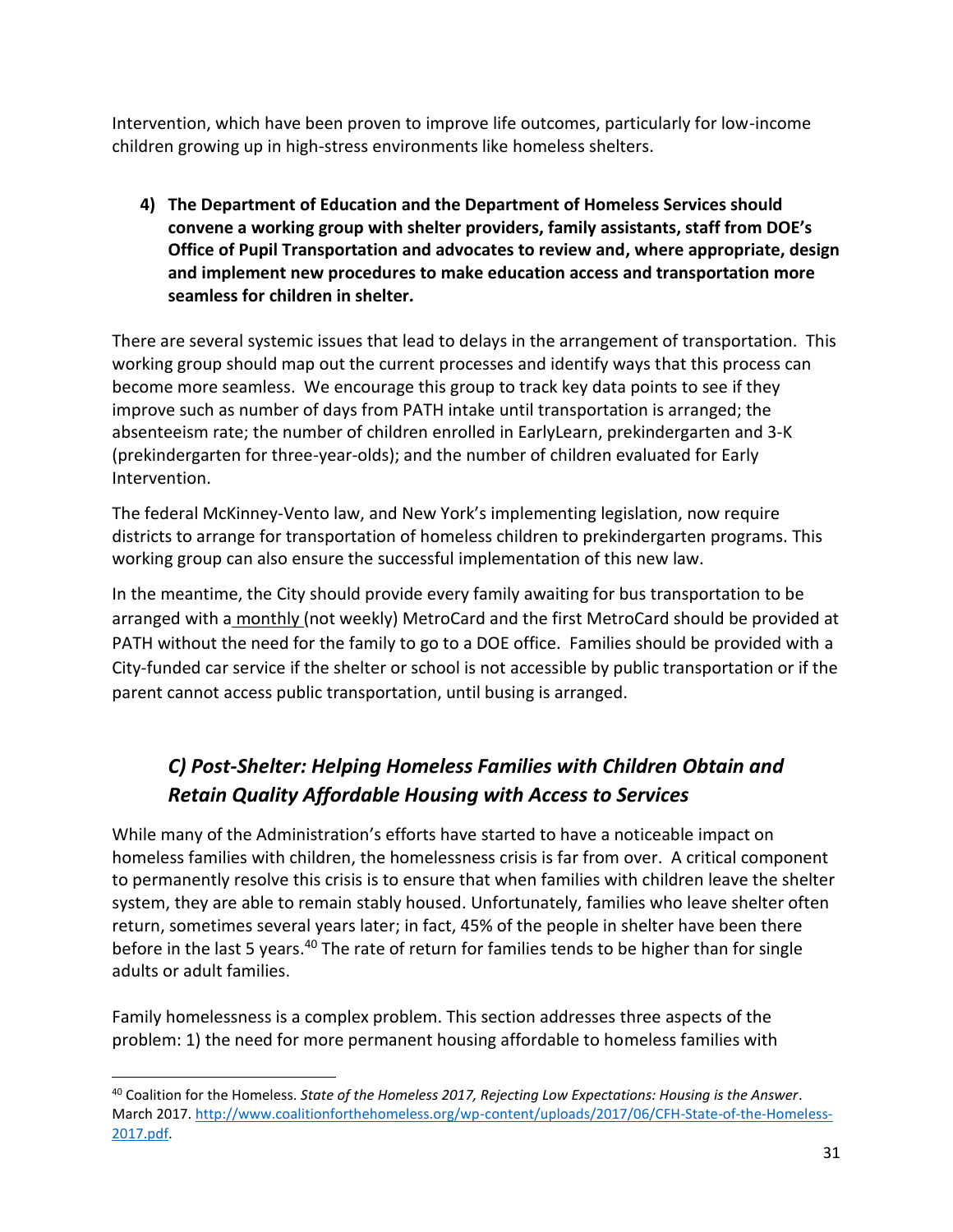Intervention, which have been proven to improve life outcomes, particularly for low-income children growing up in high-stress environments like homeless shelters.

4) **The Department of Education and the Department of Homeless Services should convene a working group with shelter providers, family assistants, staff from DOE's Office of Pupil Transportation and advocates to review and, where appropriate, design and implement new procedures to make education access and transportation more seamless for children in shelter.**

There are several systemic issues that lead to delays in the arrangement of transportation. This working group should map out the current processes and identify ways that this process can become more seamless. We encourage this group to track key data points to see if they improve such as number of days from PATH intake until transportation is arranged; the absenteeism rate; the number of children enrolled in EarlyLearn, prekindergarten and 3-K (prekindergarten for three-year-olds); and the number of children evaluated for Early Intervention.

The federal McKinney-Vento law, and New York's implementing legislation, now require districts to arrange for transportation of homeless children to prekindergarten programs. This working group can also ensure the successful implementation of this new law.

In the meantime, the City should provide every family awaiting for bus transportation to be arranged with a monthly (not weekly) MetroCard and the first MetroCard should be provided at PATH without the need for the family to go to a DOE office. Families should be provided with a City-funded car service if the shelter or school is not accessible by public transportation or if the parent cannot access public transportation, until busing is arranged.

## *C) Post-Shelter: Helping Homeless Families with Children Obtain and Retain Quality Affordable Housing with Access to Services*

While many of the Administration's efforts have started to have a noticeable impact on homeless families with children, the homelessness crisis is far from over. A critical component to permanently resolve this crisis is to ensure that when families with children leave the shelter system, they are able to remain stably housed. Unfortunately, families who leave shelter often return, sometimes several years later; in fact, 45% of the people in shelter have been there before in the last 5 years.[40] The rate of return for families tends to be higher than for single adults or adult families.

Family homelessness is a complex problem. This section addresses three aspects of the problem: 1) the need for more permanent housing affordable to homeless families with

[40] Coalition for the Homeless. *State of the Homeless 2017, Rejecting Low Expectations: Housing is the Answer*. March 2017. http://www.coalitionforthehomeless.org/wp-content/uploads/2017/06/CFH-State-of-the-Homeless-2017.pdf.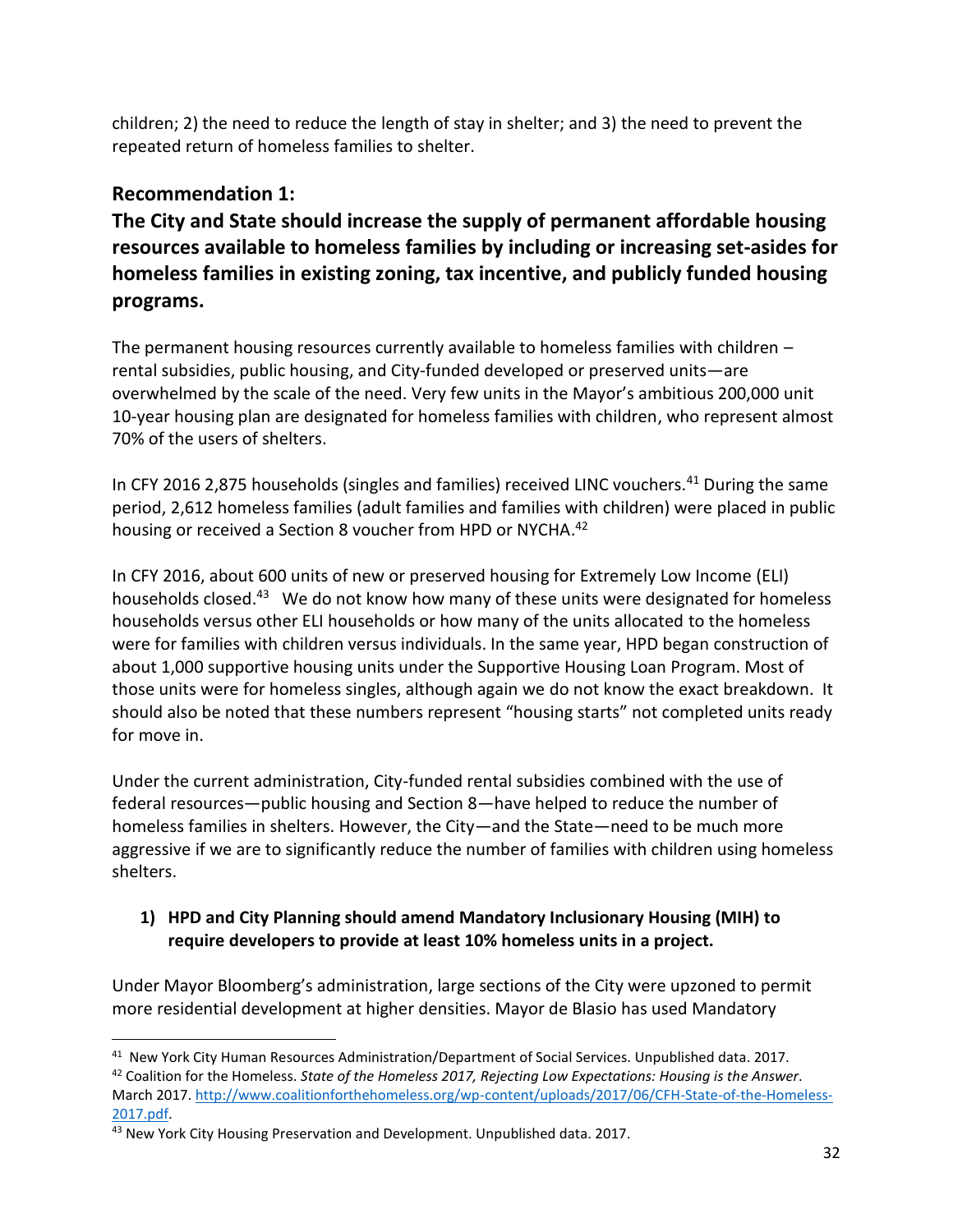children; 2) the need to reduce the length of stay in shelter; and 3) the need to prevent the repeated return of homeless families to shelter.

## Recommendation 1:

## The City and State should increase the supply of permanent affordable housing resources available to homeless families by including or increasing set-asides for homeless families in existing zoning, tax incentive, and publicly funded housing programs.

The permanent housing resources currently available to homeless families with children – rental subsidies, public housing, and City-funded developed or preserved units—are overwhelmed by the scale of the need. Very few units in the Mayor's ambitious 200,000 unit 10-year housing plan are designated for homeless families with children, who represent almost 70% of the users of shelters.

In CFY 2016 2,875 households (singles and families) received LINC vouchers.[41] During the same period, 2,612 homeless families (adult families and families with children) were placed in public housing or received a Section 8 voucher from HPD or NYCHA.[42]

In CFY 2016, about 600 units of new or preserved housing for Extremely Low Income (ELI) households closed.[43] We do not know how many of these units were designated for homeless households versus other ELI households or how many of the units allocated to the homeless were for families with children versus individuals. In the same year, HPD began construction of about 1,000 supportive housing units under the Supportive Housing Loan Program. Most of those units were for homeless singles, although again we do not know the exact breakdown. It should also be noted that these numbers represent "housing starts" not completed units ready for move in.

Under the current administration, City-funded rental subsidies combined with the use of federal resources—public housing and Section 8—have helped to reduce the number of homeless families in shelters. However, the City—and the State—need to be much more aggressive if we are to significantly reduce the number of families with children using homeless shelters.

1) **HPD and City Planning should amend Mandatory Inclusionary Housing (MIH) to require developers to provide at least 10% homeless units in a project.**

Under Mayor Bloomberg's administration, large sections of the City were upzoned to permit more residential development at higher densities. Mayor de Blasio has used Mandatory

---

[41] New York City Human Resources Administration/Department of Social Services. Unpublished data. 2017.

[42] Coalition for the Homeless. *State of the Homeless 2017, Rejecting Low Expectations: Housing is the Answer*. March 2017. http://www.coalitionforthehomeless.org/wp-content/uploads/2017/06/CFH-State-of-the-Homeless-2017.pdf.

[43] New York City Housing Preservation and Development. Unpublished data. 2017.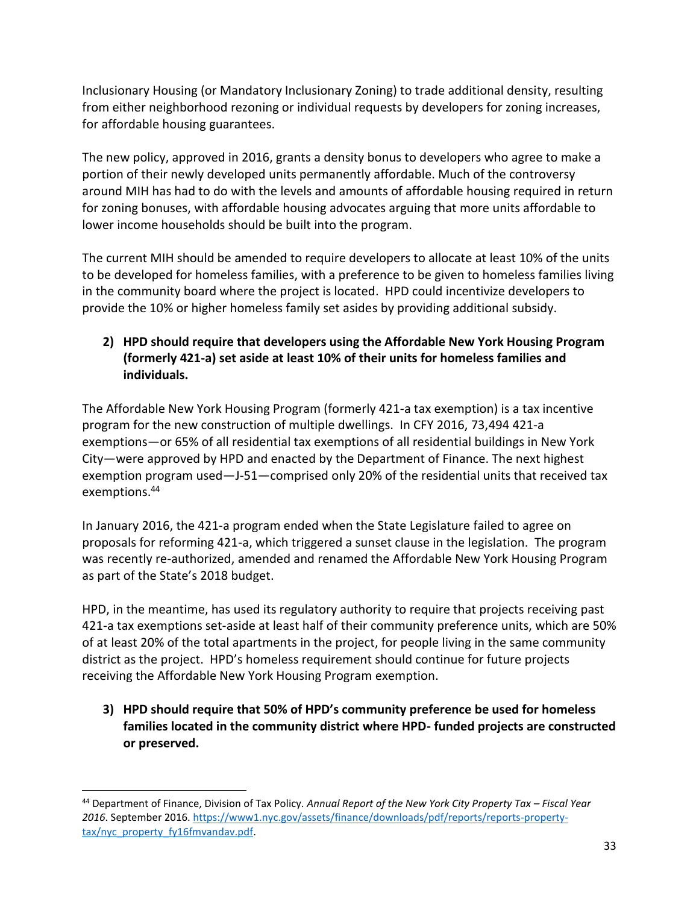Inclusionary Housing (or Mandatory Inclusionary Zoning) to trade additional density, resulting from either neighborhood rezoning or individual requests by developers for zoning increases, for affordable housing guarantees.

The new policy, approved in 2016, grants a density bonus to developers who agree to make a portion of their newly developed units permanently affordable. Much of the controversy around MIH has had to do with the levels and amounts of affordable housing required in return for zoning bonuses, with affordable housing advocates arguing that more units affordable to lower income households should be built into the program.

The current MIH should be amended to require developers to allocate at least 10% of the units to be developed for homeless families, with a preference to be given to homeless families living in the community board where the project is located. HPD could incentivize developers to provide the 10% or higher homeless family set asides by providing additional subsidy.

2) **HPD should require that developers using the Affordable New York Housing Program (formerly 421-a) set aside at least 10% of their units for homeless families and individuals.**

The Affordable New York Housing Program (formerly 421-a tax exemption) is a tax incentive program for the new construction of multiple dwellings. In CFY 2016, 73,494 421-a exemptions—or 65% of all residential tax exemptions of all residential buildings in New York City—were approved by HPD and enacted by the Department of Finance. The next highest exemption program used—J-51—comprised only 20% of the residential units that received tax exemptions.[44]

In January 2016, the 421-a program ended when the State Legislature failed to agree on proposals for reforming 421-a, which triggered a sunset clause in the legislation. The program was recently re-authorized, amended and renamed the Affordable New York Housing Program as part of the State's 2018 budget.

HPD, in the meantime, has used its regulatory authority to require that projects receiving past 421-a tax exemptions set-aside at least half of their community preference units, which are 50% of at least 20% of the total apartments in the project, for people living in the same community district as the project. HPD's homeless requirement should continue for future projects receiving the Affordable New York Housing Program exemption.

3) **HPD should require that 50% of HPD's community preference be used for homeless families located in the community district where HPD- funded projects are constructed or preserved.**

---

[44] Department of Finance, Division of Tax Policy. *Annual Report of the New York City Property Tax – Fiscal Year 2016*. September 2016. https://www1.nyc.gov/assets/finance/downloads/pdf/reports/reports-property-tax/nyc_property_fy16fmvandav.pdf.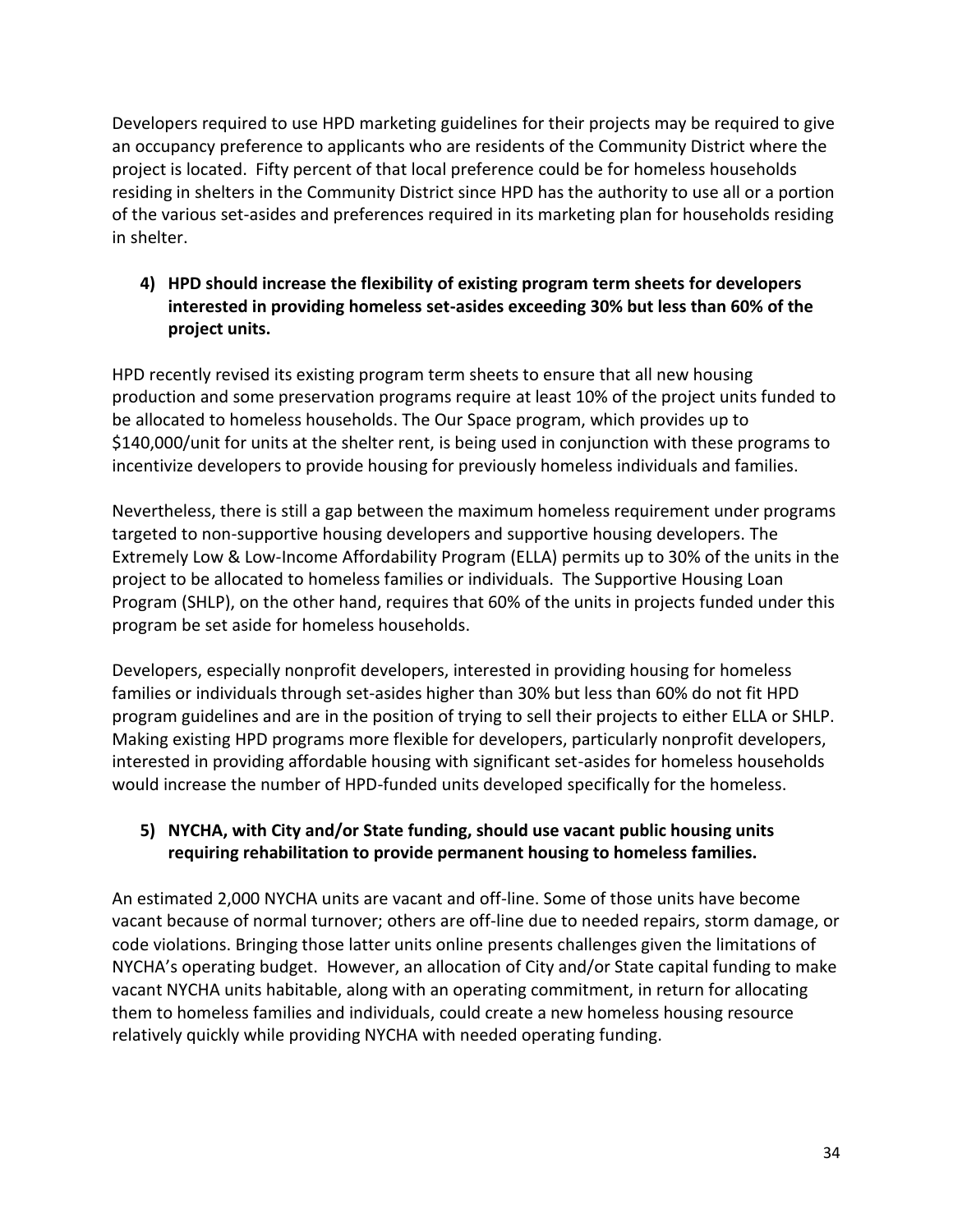Developers required to use HPD marketing guidelines for their projects may be required to give an occupancy preference to applicants who are residents of the Community District where the project is located. Fifty percent of that local preference could be for homeless households residing in shelters in the Community District since HPD has the authority to use all or a portion of the various set-asides and preferences required in its marketing plan for households residing in shelter.

**4) HPD should increase the flexibility of existing program term sheets for developers interested in providing homeless set-asides exceeding 30% but less than 60% of the project units.**

HPD recently revised its existing program term sheets to ensure that all new housing production and some preservation programs require at least 10% of the project units funded to be allocated to homeless households. The Our Space program, which provides up to \$140,000/unit for units at the shelter rent, is being used in conjunction with these programs to incentivize developers to provide housing for previously homeless individuals and families.

Nevertheless, there is still a gap between the maximum homeless requirement under programs targeted to non-supportive housing developers and supportive housing developers. The Extremely Low & Low-Income Affordability Program (ELLA) permits up to 30% of the units in the project to be allocated to homeless families or individuals. The Supportive Housing Loan Program (SHLP), on the other hand, requires that 60% of the units in projects funded under this program be set aside for homeless households.

Developers, especially nonprofit developers, interested in providing housing for homeless families or individuals through set-asides higher than 30% but less than 60% do not fit HPD program guidelines and are in the position of trying to sell their projects to either ELLA or SHLP. Making existing HPD programs more flexible for developers, particularly nonprofit developers, interested in providing affordable housing with significant set-asides for homeless households would increase the number of HPD-funded units developed specifically for the homeless.

**5) NYCHA, with City and/or State funding, should use vacant public housing units requiring rehabilitation to provide permanent housing to homeless families.**

An estimated 2,000 NYCHA units are vacant and off-line. Some of those units have become vacant because of normal turnover; others are off-line due to needed repairs, storm damage, or code violations. Bringing those latter units online presents challenges given the limitations of NYCHA's operating budget. However, an allocation of City and/or State capital funding to make vacant NYCHA units habitable, along with an operating commitment, in return for allocating them to homeless families and individuals, could create a new homeless housing resource relatively quickly while providing NYCHA with needed operating funding.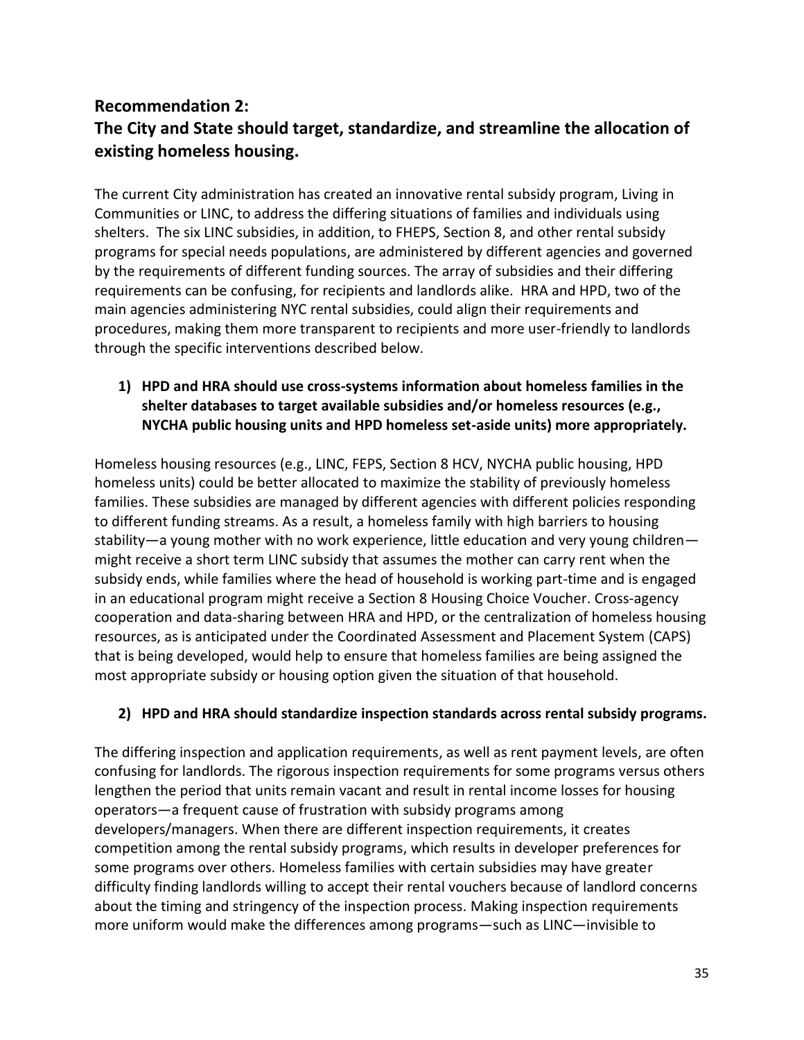## Recommendation 2:
## The City and State should target, standardize, and streamline the allocation of existing homeless housing.

The current City administration has created an innovative rental subsidy program, Living in Communities or LINC, to address the differing situations of families and individuals using shelters. The six LINC subsidies, in addition, to FHEPS, Section 8, and other rental subsidy programs for special needs populations, are administered by different agencies and governed by the requirements of different funding sources. The array of subsidies and their differing requirements can be confusing, for recipients and landlords alike. HRA and HPD, two of the main agencies administering NYC rental subsidies, could align their requirements and procedures, making them more transparent to recipients and more user-friendly to landlords through the specific interventions described below.

1) **HPD and HRA should use cross-systems information about homeless families in the shelter databases to target available subsidies and/or homeless resources (e.g., NYCHA public housing units and HPD homeless set-aside units) more appropriately.**

Homeless housing resources (e.g., LINC, FEPS, Section 8 HCV, NYCHA public housing, HPD homeless units) could be better allocated to maximize the stability of previously homeless families. These subsidies are managed by different agencies with different policies responding to different funding streams. As a result, a homeless family with high barriers to housing stability—a young mother with no work experience, little education and very young children—might receive a short term LINC subsidy that assumes the mother can carry rent when the subsidy ends, while families where the head of household is working part-time and is engaged in an educational program might receive a Section 8 Housing Choice Voucher. Cross-agency cooperation and data-sharing between HRA and HPD, or the centralization of homeless housing resources, as is anticipated under the Coordinated Assessment and Placement System (CAPS) that is being developed, would help to ensure that homeless families are being assigned the most appropriate subsidy or housing option given the situation of that household.

2) **HPD and HRA should standardize inspection standards across rental subsidy programs.**

The differing inspection and application requirements, as well as rent payment levels, are often confusing for landlords. The rigorous inspection requirements for some programs versus others lengthen the period that units remain vacant and result in rental income losses for housing operators—a frequent cause of frustration with subsidy programs among developers/managers. When there are different inspection requirements, it creates competition among the rental subsidy programs, which results in developer preferences for some programs over others. Homeless families with certain subsidies may have greater difficulty finding landlords willing to accept their rental vouchers because of landlord concerns about the timing and stringency of the inspection process. Making inspection requirements more uniform would make the differences among programs—such as LINC—invisible to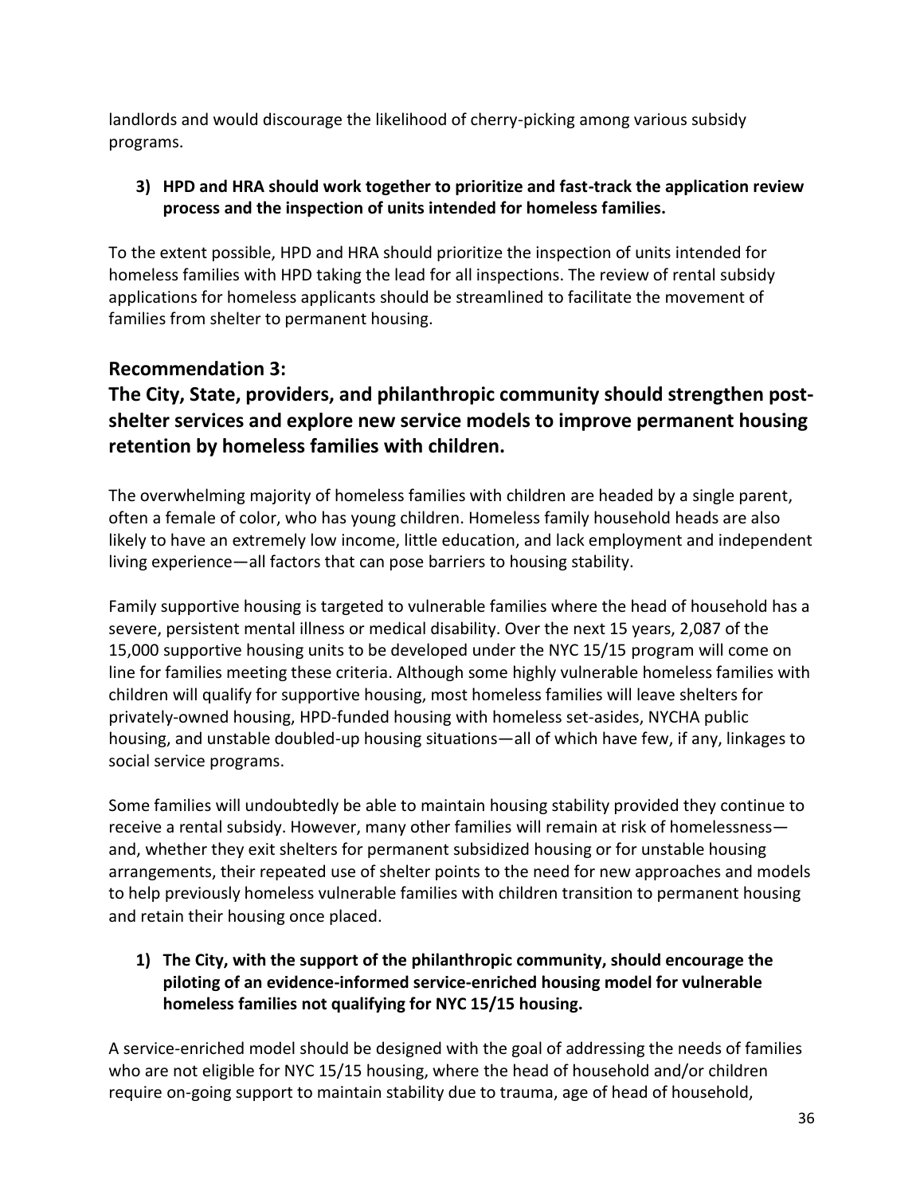landlords and would discourage the likelihood of cherry-picking among various subsidy programs.

3) **HPD and HRA should work together to prioritize and fast-track the application review process and the inspection of units intended for homeless families.**

To the extent possible, HPD and HRA should prioritize the inspection of units intended for homeless families with HPD taking the lead for all inspections. The review of rental subsidy applications for homeless applicants should be streamlined to facilitate the movement of families from shelter to permanent housing.

## Recommendation 3:
## The City, State, providers, and philanthropic community should strengthen post-shelter services and explore new service models to improve permanent housing retention by homeless families with children.

The overwhelming majority of homeless families with children are headed by a single parent, often a female of color, who has young children. Homeless family household heads are also likely to have an extremely low income, little education, and lack employment and independent living experience—all factors that can pose barriers to housing stability.

Family supportive housing is targeted to vulnerable families where the head of household has a severe, persistent mental illness or medical disability. Over the next 15 years, 2,087 of the 15,000 supportive housing units to be developed under the NYC 15/15 program will come on line for families meeting these criteria. Although some highly vulnerable homeless families with children will qualify for supportive housing, most homeless families will leave shelters for privately-owned housing, HPD-funded housing with homeless set-asides, NYCHA public housing, and unstable doubled-up housing situations—all of which have few, if any, linkages to social service programs.

Some families will undoubtedly be able to maintain housing stability provided they continue to receive a rental subsidy. However, many other families will remain at risk of homelessness—and, whether they exit shelters for permanent subsidized housing or for unstable housing arrangements, their repeated use of shelter points to the need for new approaches and models to help previously homeless vulnerable families with children transition to permanent housing and retain their housing once placed.

1) **The City, with the support of the philanthropic community, should encourage the piloting of an evidence-informed service-enriched housing model for vulnerable homeless families not qualifying for NYC 15/15 housing.**

A service-enriched model should be designed with the goal of addressing the needs of families who are not eligible for NYC 15/15 housing, where the head of household and/or children require on-going support to maintain stability due to trauma, age of head of household,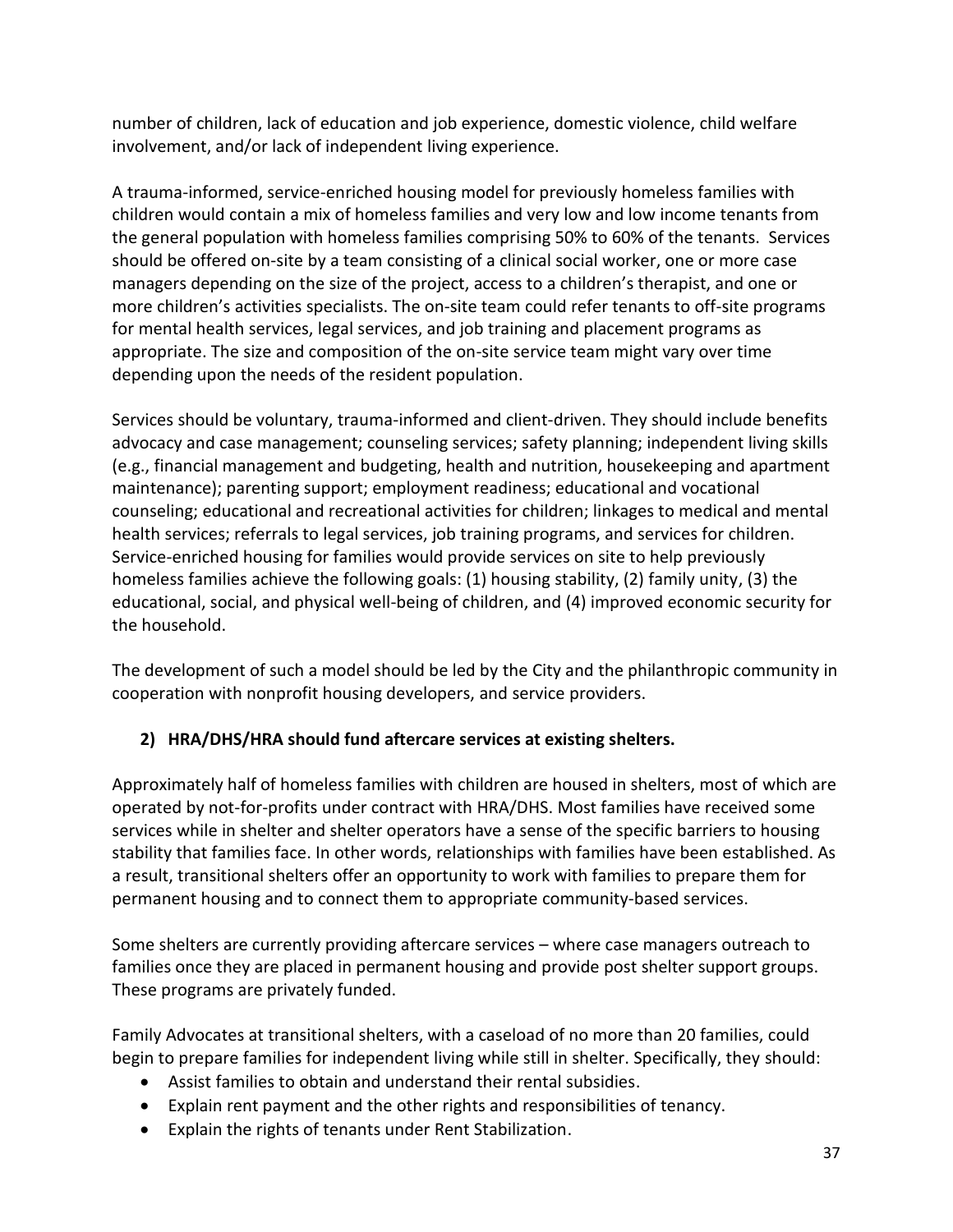number of children, lack of education and job experience, domestic violence, child welfare involvement, and/or lack of independent living experience.

A trauma-informed, service-enriched housing model for previously homeless families with children would contain a mix of homeless families and very low and low income tenants from the general population with homeless families comprising 50% to 60% of the tenants. Services should be offered on-site by a team consisting of a clinical social worker, one or more case managers depending on the size of the project, access to a children's therapist, and one or more children's activities specialists. The on-site team could refer tenants to off-site programs for mental health services, legal services, and job training and placement programs as appropriate. The size and composition of the on-site service team might vary over time depending upon the needs of the resident population.

Services should be voluntary, trauma-informed and client-driven. They should include benefits advocacy and case management; counseling services; safety planning; independent living skills (e.g., financial management and budgeting, health and nutrition, housekeeping and apartment maintenance); parenting support; employment readiness; educational and vocational counseling; educational and recreational activities for children; linkages to medical and mental health services; referrals to legal services, job training programs, and services for children. Service-enriched housing for families would provide services on site to help previously homeless families achieve the following goals: (1) housing stability, (2) family unity, (3) the educational, social, and physical well-being of children, and (4) improved economic security for the household.

The development of such a model should be led by the City and the philanthropic community in cooperation with nonprofit housing developers, and service providers.

### 2) HRA/DHS/HRA should fund aftercare services at existing shelters.

Approximately half of homeless families with children are housed in shelters, most of which are operated by not-for-profits under contract with HRA/DHS. Most families have received some services while in shelter and shelter operators have a sense of the specific barriers to housing stability that families face. In other words, relationships with families have been established. As a result, transitional shelters offer an opportunity to work with families to prepare them for permanent housing and to connect them to appropriate community-based services.

Some shelters are currently providing aftercare services – where case managers outreach to families once they are placed in permanent housing and provide post shelter support groups. These programs are privately funded.

Family Advocates at transitional shelters, with a caseload of no more than 20 families, could begin to prepare families for independent living while still in shelter. Specifically, they should:

- Assist families to obtain and understand their rental subsidies.
- Explain rent payment and the other rights and responsibilities of tenancy.
- Explain the rights of tenants under Rent Stabilization.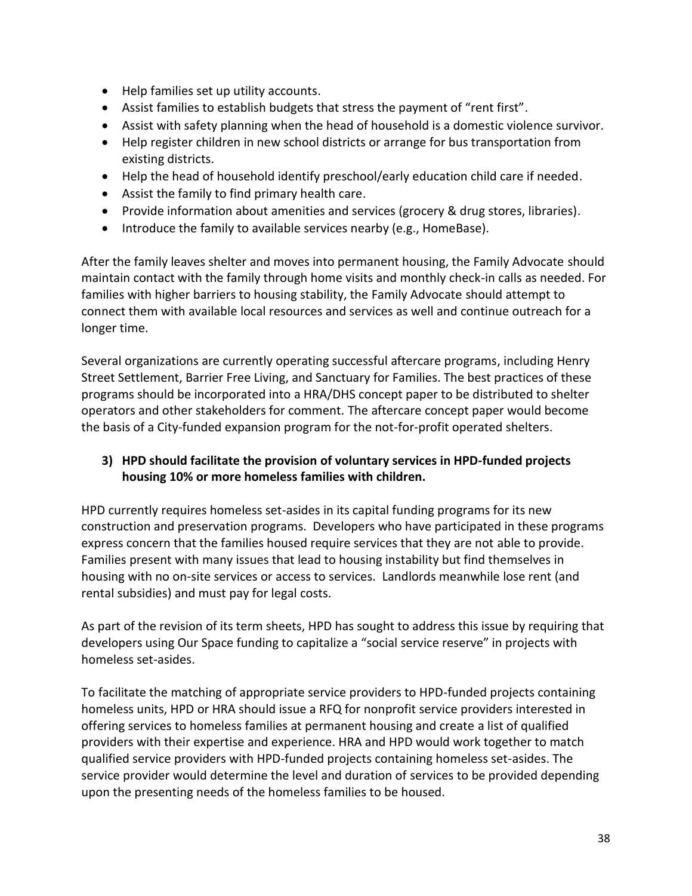- Help families set up utility accounts.
- Assist families to establish budgets that stress the payment of "rent first".
- Assist with safety planning when the head of household is a domestic violence survivor.
- Help register children in new school districts or arrange for bus transportation from existing districts.
- Help the head of household identify preschool/early education child care if needed.
- Assist the family to find primary health care.
- Provide information about amenities and services (grocery & drug stores, libraries).
- Introduce the family to available services nearby (e.g., HomeBase).

After the family leaves shelter and moves into permanent housing, the Family Advocate should maintain contact with the family through home visits and monthly check-in calls as needed. For families with higher barriers to housing stability, the Family Advocate should attempt to connect them with available local resources and services as well and continue outreach for a longer time.

Several organizations are currently operating successful aftercare programs, including Henry Street Settlement, Barrier Free Living, and Sanctuary for Families. The best practices of these programs should be incorporated into a HRA/DHS concept paper to be distributed to shelter operators and other stakeholders for comment. The aftercare concept paper would become the basis of a City-funded expansion program for the not-for-profit operated shelters.

**3) HPD should facilitate the provision of voluntary services in HPD-funded projects housing 10% or more homeless families with children.**

HPD currently requires homeless set-asides in its capital funding programs for its new construction and preservation programs. Developers who have participated in these programs express concern that the families housed require services that they are not able to provide. Families present with many issues that lead to housing instability but find themselves in housing with no on-site services or access to services. Landlords meanwhile lose rent (and rental subsidies) and must pay for legal costs.

As part of the revision of its term sheets, HPD has sought to address this issue by requiring that developers using Our Space funding to capitalize a "social service reserve" in projects with homeless set-asides.

To facilitate the matching of appropriate service providers to HPD-funded projects containing homeless units, HPD or HRA should issue a RFQ for nonprofit service providers interested in offering services to homeless families at permanent housing and create a list of qualified providers with their expertise and experience. HRA and HPD would work together to match qualified service providers with HPD-funded projects containing homeless set-asides. The service provider would determine the level and duration of services to be provided depending upon the presenting needs of the homeless families to be housed.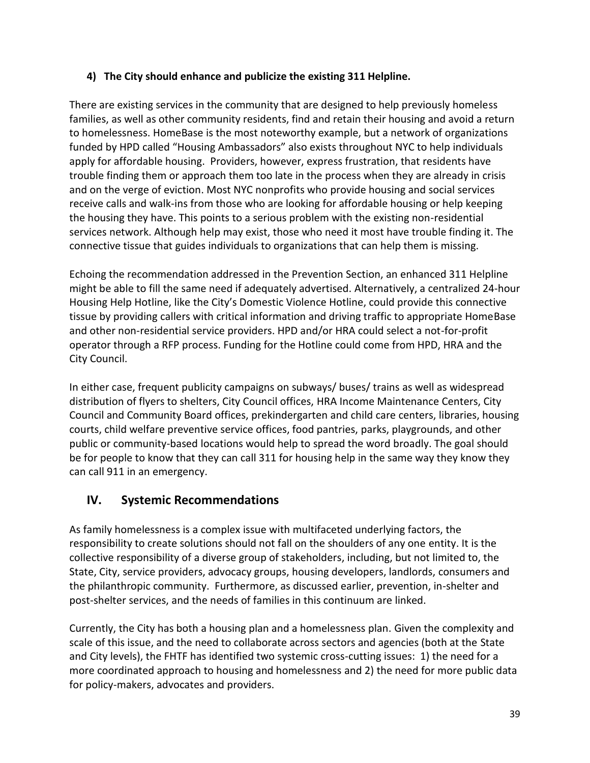### 4) The City should enhance and publicize the existing 311 Helpline.

There are existing services in the community that are designed to help previously homeless families, as well as other community residents, find and retain their housing and avoid a return to homelessness. HomeBase is the most noteworthy example, but a network of organizations funded by HPD called "Housing Ambassadors" also exists throughout NYC to help individuals apply for affordable housing. Providers, however, express frustration, that residents have trouble finding them or approach them too late in the process when they are already in crisis and on the verge of eviction. Most NYC nonprofits who provide housing and social services receive calls and walk-ins from those who are looking for affordable housing or help keeping the housing they have. This points to a serious problem with the existing non-residential services network. Although help may exist, those who need it most have trouble finding it. The connective tissue that guides individuals to organizations that can help them is missing.

Echoing the recommendation addressed in the Prevention Section, an enhanced 311 Helpline might be able to fill the same need if adequately advertised. Alternatively, a centralized 24-hour Housing Help Hotline, like the City's Domestic Violence Hotline, could provide this connective tissue by providing callers with critical information and driving traffic to appropriate HomeBase and other non-residential service providers. HPD and/or HRA could select a not-for-profit operator through a RFP process. Funding for the Hotline could come from HPD, HRA and the City Council.

In either case, frequent publicity campaigns on subways/ buses/ trains as well as widespread distribution of flyers to shelters, City Council offices, HRA Income Maintenance Centers, City Council and Community Board offices, prekindergarten and child care centers, libraries, housing courts, child welfare preventive service offices, food pantries, parks, playgrounds, and other public or community-based locations would help to spread the word broadly. The goal should be for people to know that they can call 311 for housing help in the same way they know they can call 911 in an emergency.

## IV. Systemic Recommendations

As family homelessness is a complex issue with multifaceted underlying factors, the responsibility to create solutions should not fall on the shoulders of any one entity. It is the collective responsibility of a diverse group of stakeholders, including, but not limited to, the State, City, service providers, advocacy groups, housing developers, landlords, consumers and the philanthropic community. Furthermore, as discussed earlier, prevention, in-shelter and post-shelter services, and the needs of families in this continuum are linked.

Currently, the City has both a housing plan and a homelessness plan. Given the complexity and scale of this issue, and the need to collaborate across sectors and agencies (both at the State and City levels), the FHTF has identified two systemic cross-cutting issues: 1) the need for a more coordinated approach to housing and homelessness and 2) the need for more public data for policy-makers, advocates and providers.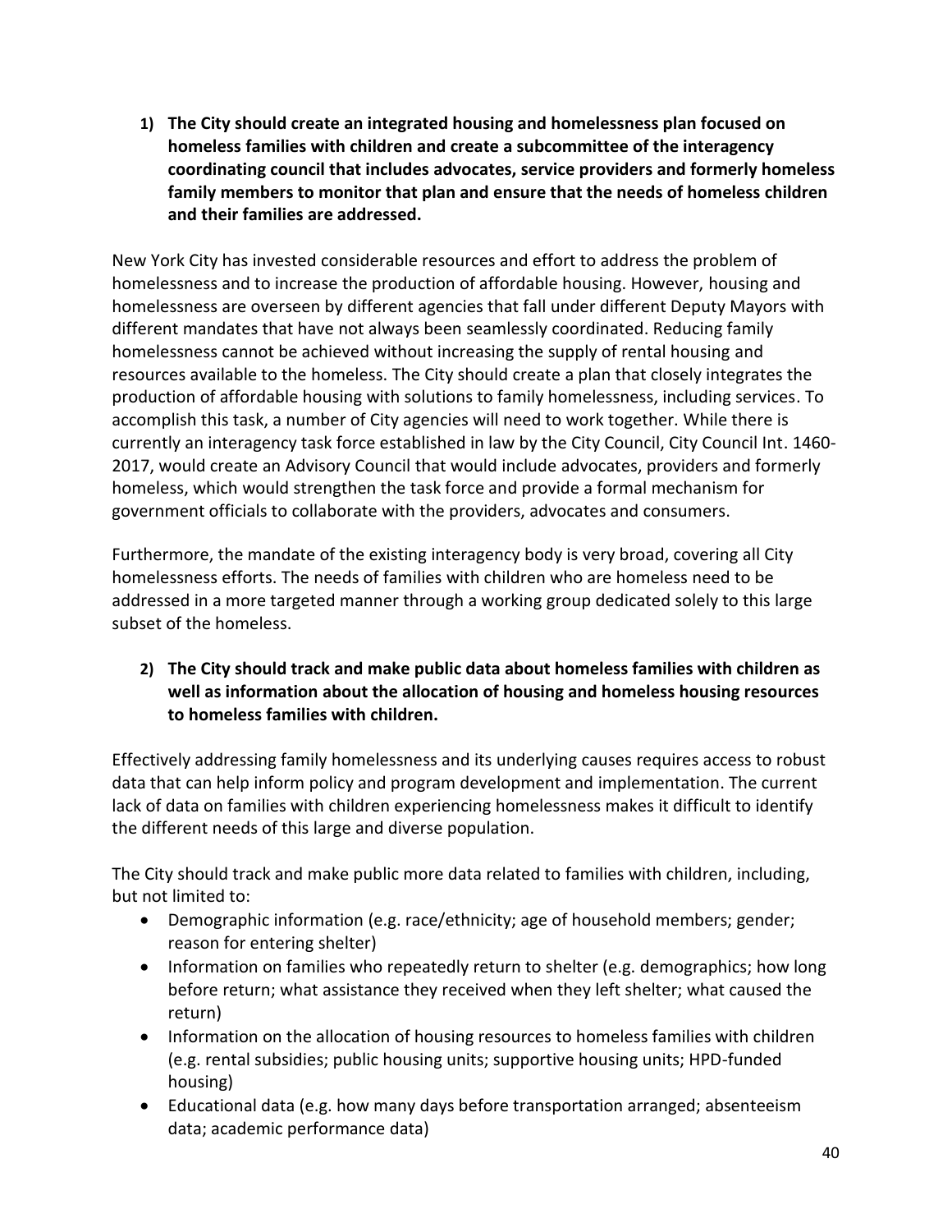1) **The City should create an integrated housing and homelessness plan focused on homeless families with children and create a subcommittee of the interagency coordinating council that includes advocates, service providers and formerly homeless family members to monitor that plan and ensure that the needs of homeless children and their families are addressed.**

New York City has invested considerable resources and effort to address the problem of homelessness and to increase the production of affordable housing. However, housing and homelessness are overseen by different agencies that fall under different Deputy Mayors with different mandates that have not always been seamlessly coordinated. Reducing family homelessness cannot be achieved without increasing the supply of rental housing and resources available to the homeless. The City should create a plan that closely integrates the production of affordable housing with solutions to family homelessness, including services. To accomplish this task, a number of City agencies will need to work together. While there is currently an interagency task force established in law by the City Council, City Council Int. 1460-2017, would create an Advisory Council that would include advocates, providers and formerly homeless, which would strengthen the task force and provide a formal mechanism for government officials to collaborate with the providers, advocates and consumers.

Furthermore, the mandate of the existing interagency body is very broad, covering all City homelessness efforts. The needs of families with children who are homeless need to be addressed in a more targeted manner through a working group dedicated solely to this large subset of the homeless.

2) **The City should track and make public data about homeless families with children as well as information about the allocation of housing and homeless housing resources to homeless families with children.**

Effectively addressing family homelessness and its underlying causes requires access to robust data that can help inform policy and program development and implementation. The current lack of data on families with children experiencing homelessness makes it difficult to identify the different needs of this large and diverse population.

The City should track and make public more data related to families with children, including, but not limited to:

- Demographic information (e.g. race/ethnicity; age of household members; gender; reason for entering shelter)
- Information on families who repeatedly return to shelter (e.g. demographics; how long before return; what assistance they received when they left shelter; what caused the return)
- Information on the allocation of housing resources to homeless families with children (e.g. rental subsidies; public housing units; supportive housing units; HPD-funded housing)
- Educational data (e.g. how many days before transportation arranged; absenteeism data; academic performance data)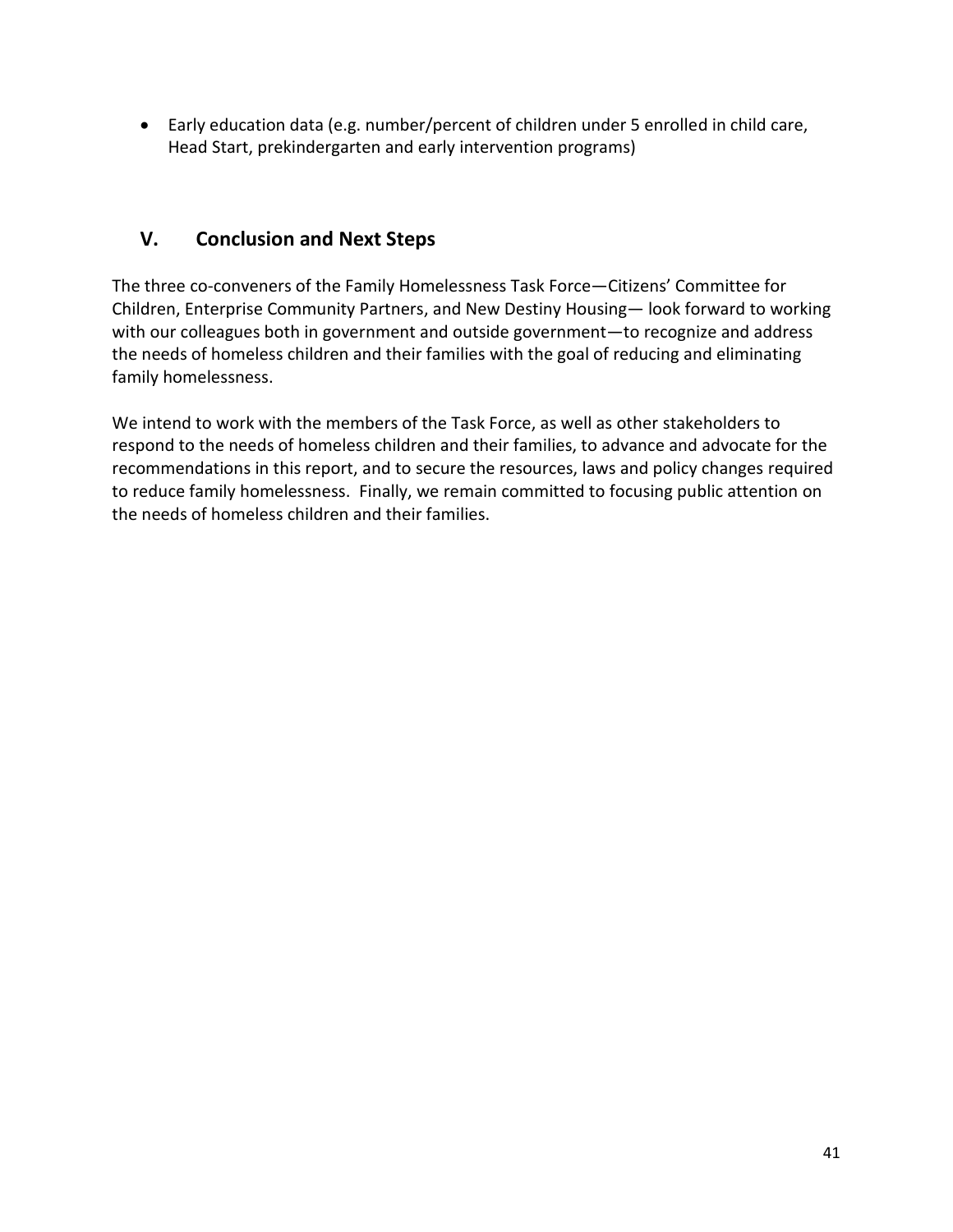- Early education data (e.g. number/percent of children under 5 enrolled in child care, Head Start, prekindergarten and early intervention programs)

## V. Conclusion and Next Steps

The three co-conveners of the Family Homelessness Task Force—Citizens' Committee for Children, Enterprise Community Partners, and New Destiny Housing— look forward to working with our colleagues both in government and outside government—to recognize and address the needs of homeless children and their families with the goal of reducing and eliminating family homelessness.

We intend to work with the members of the Task Force, as well as other stakeholders to respond to the needs of homeless children and their families, to advance and advocate for the recommendations in this report, and to secure the resources, laws and policy changes required to reduce family homelessness. Finally, we remain committed to focusing public attention on the needs of homeless children and their families.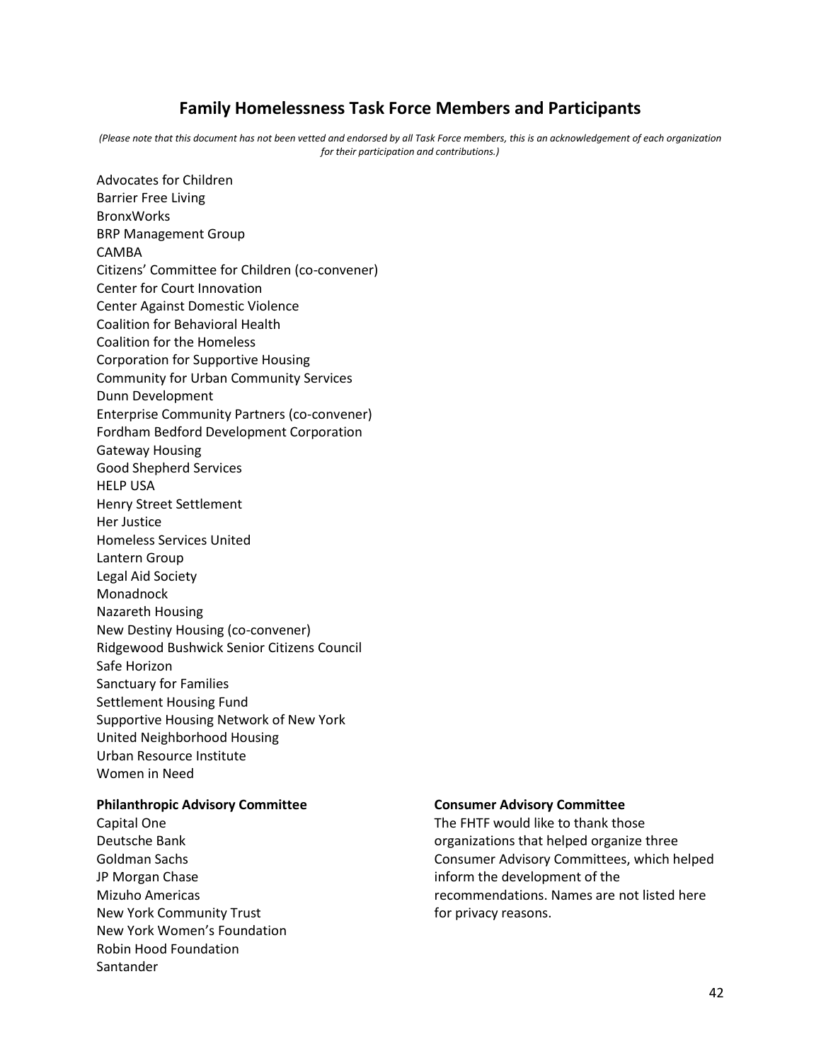## Family Homelessness Task Force Members and Participants

*(Please note that this document has not been vetted and endorsed by all Task Force members, this is an acknowledgement of each organization for their participation and contributions.)*

Advocates for Children
Barrier Free Living
BronxWorks
BRP Management Group
CAMBA
Citizens' Committee for Children (co-convener)
Center for Court Innovation
Center Against Domestic Violence
Coalition for Behavioral Health
Coalition for the Homeless
Corporation for Supportive Housing
Community for Urban Community Services
Dunn Development
Enterprise Community Partners (co-convener)
Fordham Bedford Development Corporation
Gateway Housing
Good Shepherd Services
HELP USA
Henry Street Settlement
Her Justice
Homeless Services United
Lantern Group
Legal Aid Society
Monadnock
Nazareth Housing
New Destiny Housing (co-convener)
Ridgewood Bushwick Senior Citizens Council
Safe Horizon
Sanctuary for Families
Settlement Housing Fund
Supportive Housing Network of New York
United Neighborhood Housing
Urban Resource Institute
Women in Need

**Philanthropic Advisory Committee**

Capital One
Deutsche Bank
Goldman Sachs
JP Morgan Chase
Mizuho Americas
New York Community Trust
New York Women's Foundation
Robin Hood Foundation
Santander

**Consumer Advisory Committee**

The FHTF would like to thank those organizations that helped organize three Consumer Advisory Committees, which helped inform the development of the recommendations. Names are not listed here for privacy reasons.